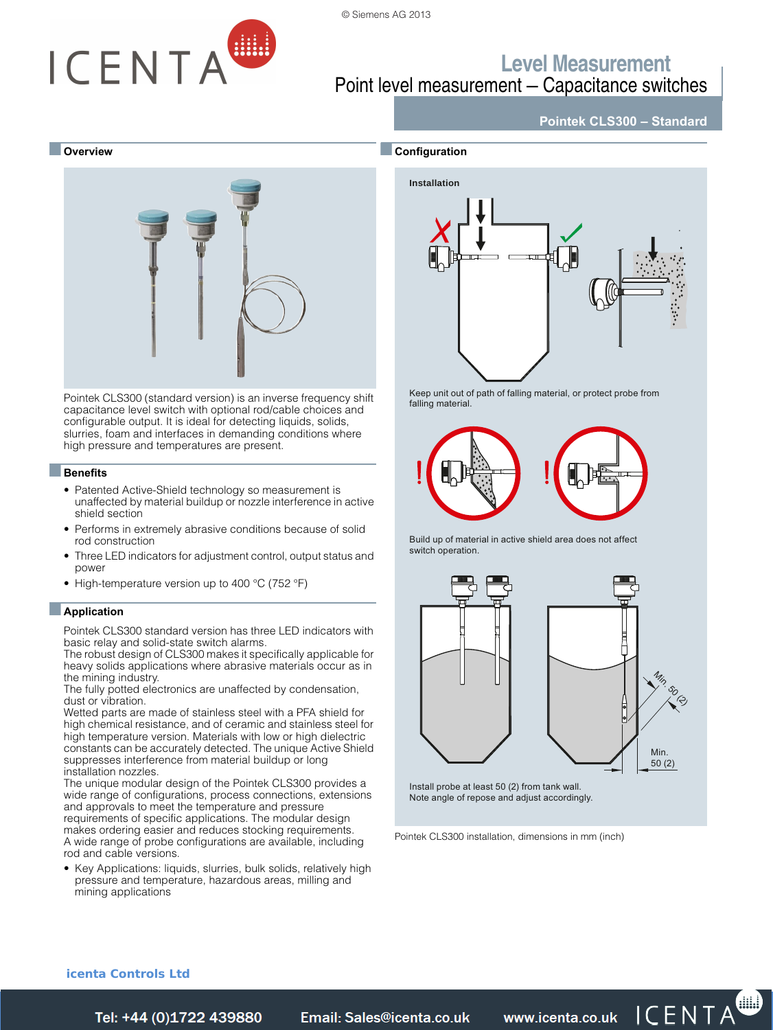# Level Measurement

## Point level measurement – Capacitance switches

### Pointek CLS300 – Standard

## Overview

Pointek CLS300 (standard version) is an inverse frequency shift capacitance level switch with optional rod/cable choices and configurable output. It is ideal for detecting liquids, solids, slurries, foam and interfaces in demanding conditions where high pressure and temperatures are present.

## Benefits

- Patented Active-Shield technology so measurement is unaffected by material buildup or nozzle interference in active shield section
- Performs in extremely abrasive conditions because of solid rod construction
- Three LED indicators for adjustment control, output status and power
- High-temperature version up to 400 °C (752 °F)

## Application

Pointek CLS300 standard version has three LED indicators with basic relay and solid-state switch alarms.
The robust design of CLS300 makes it specifically applicable for heavy solids applications where abrasive materials occur as in the mining industry.
The fully potted electronics are unaffected by condensation, dust or vibration.
Wetted parts are made of stainless steel with a PFA shield for high chemical resistance, and of ceramic and stainless steel for high temperature version. Materials with low or high dielectric constants can be accurately detected. The unique Active Shield suppresses interference from material buildup or long installation nozzles.
The unique modular design of the Pointek CLS300 provides a wide range of configurations, process connections, extensions and approvals to meet the temperature and pressure requirements of specific applications. The modular design makes ordering easier and reduces stocking requirements.
A wide range of probe configurations are available, including rod and cable versions.

- Key Applications: liquids, slurries, bulk solids, relatively high pressure and temperature, hazardous areas, milling and mining applications

## Configuration

**Installation**

Keep unit out of path of falling material, or protect probe from falling material.

Build up of material in active shield area does not affect switch operation.

Min. 50 (2)

Min. 50 (2)

Install probe at least 50 (2) from tank wall.
Note angle of repose and adjust accordingly.

Pointek CLS300 installation, dimensions in mm (inch)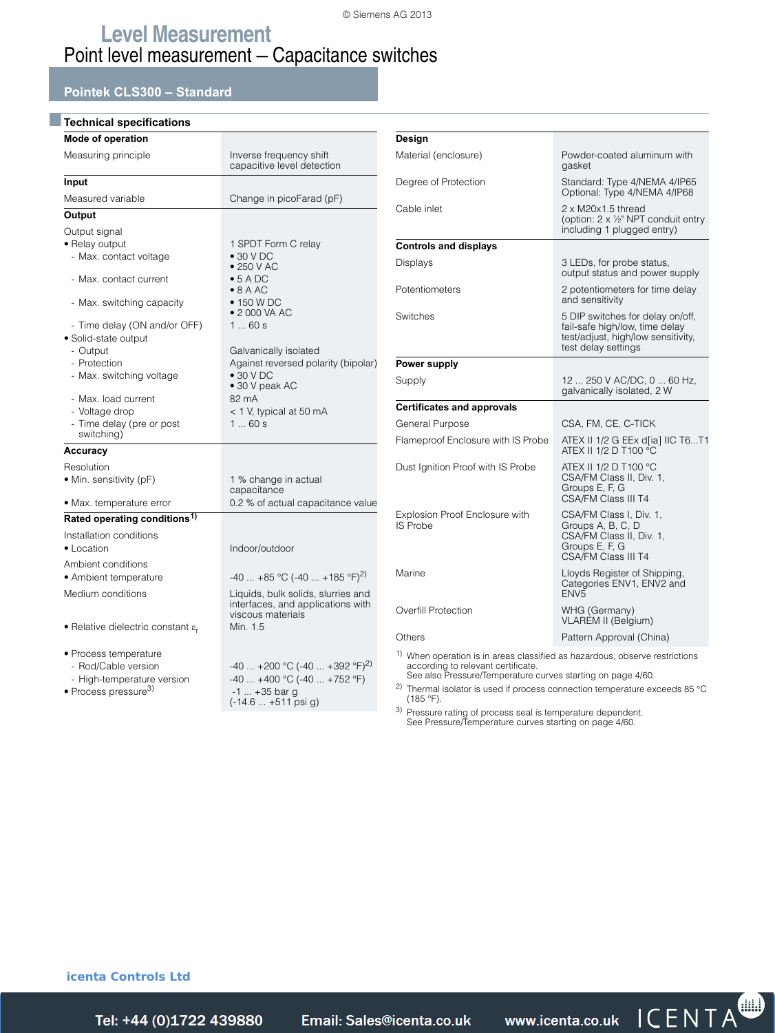# Level Measurement

## Point level measurement – Capacitance switches

### Pointek CLS300 – Standard

#### Technical specifications

| **Mode of operation** | |
|---|---|
| Measuring principle | Inverse frequency shift capacitive level detection |
| **Input** | |
| Measured variable | Change in picoFarad (pF) |
| **Output** | |
| Output signal | |
| • Relay output | 1 SPDT Form C relay |
| - Max. contact voltage | • 30 V DC<br>• 250 V AC |
| - Max. contact current | • 5 A DC<br>• 8 A AC |
| - Max. switching capacity | • 150 W DC<br>• 2 000 VA AC |
| - Time delay (ON and/or OFF) | 1 ... 60 s |
| • Solid-state output | |
| - Output | Galvanically isolated |
| - Protection | Against reversed polarity (bipolar) |
| - Max. switching voltage | • 30 V DC<br>• 30 V peak AC |
| - Max. load current | 82 mA |
| - Voltage drop | < 1 V, typical at 50 mA |
| - Time delay (pre or post switching) | 1 ... 60 s |
| **Accuracy** | |
| Resolution | |
| • Min. sensitivity (pF) | 1 % change in actual capacitance |
| • Max. temperature error | 0.2 % of actual capacitance value |
| **Rated operating conditions**[1] | |
| Installation conditions | |
| • Location | Indoor/outdoor |
| Ambient conditions | |
| • Ambient temperature | -40 ... +85 °C (-40 ... +185 °F)[2] |
| Medium conditions | Liquids, bulk solids, slurries and interfaces, and applications with viscous materials |
| • Relative dielectric constant $\varepsilon_r$ | Min. 1.5 |
| • Process temperature | |
| - Rod/Cable version | -40 ... +200 °C (-40 ... +392 °F)[2] |
| - High-temperature version | -40 ... +400 °C (-40 ... +752 °F) |
| • Process pressure[3] | -1 ... +35 bar g<br>(-14.6 ... +511 psi g) |

| **Design** | |
|---|---|
| Material (enclosure) | Powder-coated aluminum with gasket |
| Degree of Protection | Standard: Type 4/NEMA 4/IP65<br>Optional: Type 4/NEMA 4/IP68 |
| Cable inlet | 2 x M20x1.5 thread<br>(option: 2 x ½" NPT conduit entry including 1 plugged entry) |
| **Controls and displays** | |
| Displays | 3 LEDs, for probe status, output status and power supply |
| Potentiometers | 2 potentiometers for time delay and sensitivity |
| Switches | 5 DIP switches for delay on/off, fail-safe high/low, time delay test/adjust, high/low sensitivity, test delay settings |
| **Power supply** | |
| Supply | 12 ... 250 V AC/DC, 0 ... 60 Hz, galvanically isolated, 2 W |
| **Certificates and approvals** | |
| General Purpose | CSA, FM, CE, C-TICK |
| Flameproof Enclosure with IS Probe | ATEX II 1/2 G EEx d[ia] IIC T6...T1<br>ATEX II 1/2 D T100 °C |
| Dust Ignition Proof with IS Probe | ATEX II 1/2 D T100 °C<br>CSA/FM Class II, Div. 1, Groups E, F, G<br>CSA/FM Class III T4 |
| Explosion Proof Enclosure with IS Probe | CSA/FM Class I, Div. 1, Groups A, B, C, D<br>CSA/FM Class II, Div. 1, Groups E, F, G<br>CSA/FM Class III T4 |
| Marine | Lloyds Register of Shipping, Categories ENV1, ENV2 and ENV5 |
| Overfill Protection | WHG (Germany)<br>VLAREM II (Belgium) |
| Others | Pattern Approval (China) |

[1] When operation is in areas classified as hazardous, observe restrictions according to relevant certificate.
See also Pressure/Temperature curves starting on page 4/60.

[2] Thermal isolator is used if process connection temperature exceeds 85 °C (185 °F).

[3] Pressure rating of process seal is temperature dependent.
See Pressure/Temperature curves starting on page 4/60.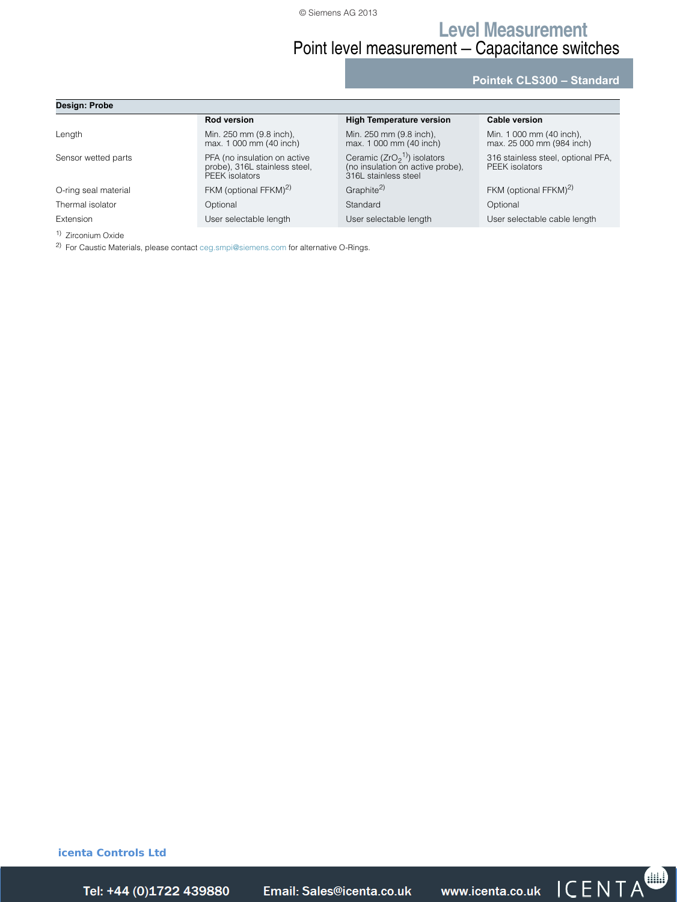| Design: Probe | Rod version | High Temperature version | Cable version |
|---|---|---|---|
| Length | Min. 250 mm (9.8 inch), max. 1 000 mm (40 inch) | Min. 250 mm (9.8 inch), max. 1 000 mm (40 inch) | Min. 1 000 mm (40 inch), max. 25 000 mm (984 inch) |
| Sensor wetted parts | PFA (no insulation on active probe), 316L stainless steel, PEEK isolators | Ceramic ($ZrO_2$[1]) isolators (no insulation on active probe), 316L stainless steel | 316 stainless steel, optional PFA, PEEK isolators |
| O-ring seal material | FKM (optional FFKM)[2] | Graphite[2] | FKM (optional FFKM)[2] |
| Thermal isolator | Optional | Standard | Optional |
| Extension | User selectable length | User selectable length | User selectable cable length |

[1] Zirconium Oxide

[2] For Caustic Materials, please contact ceg.smpi@siemens.com for alternative O-Rings.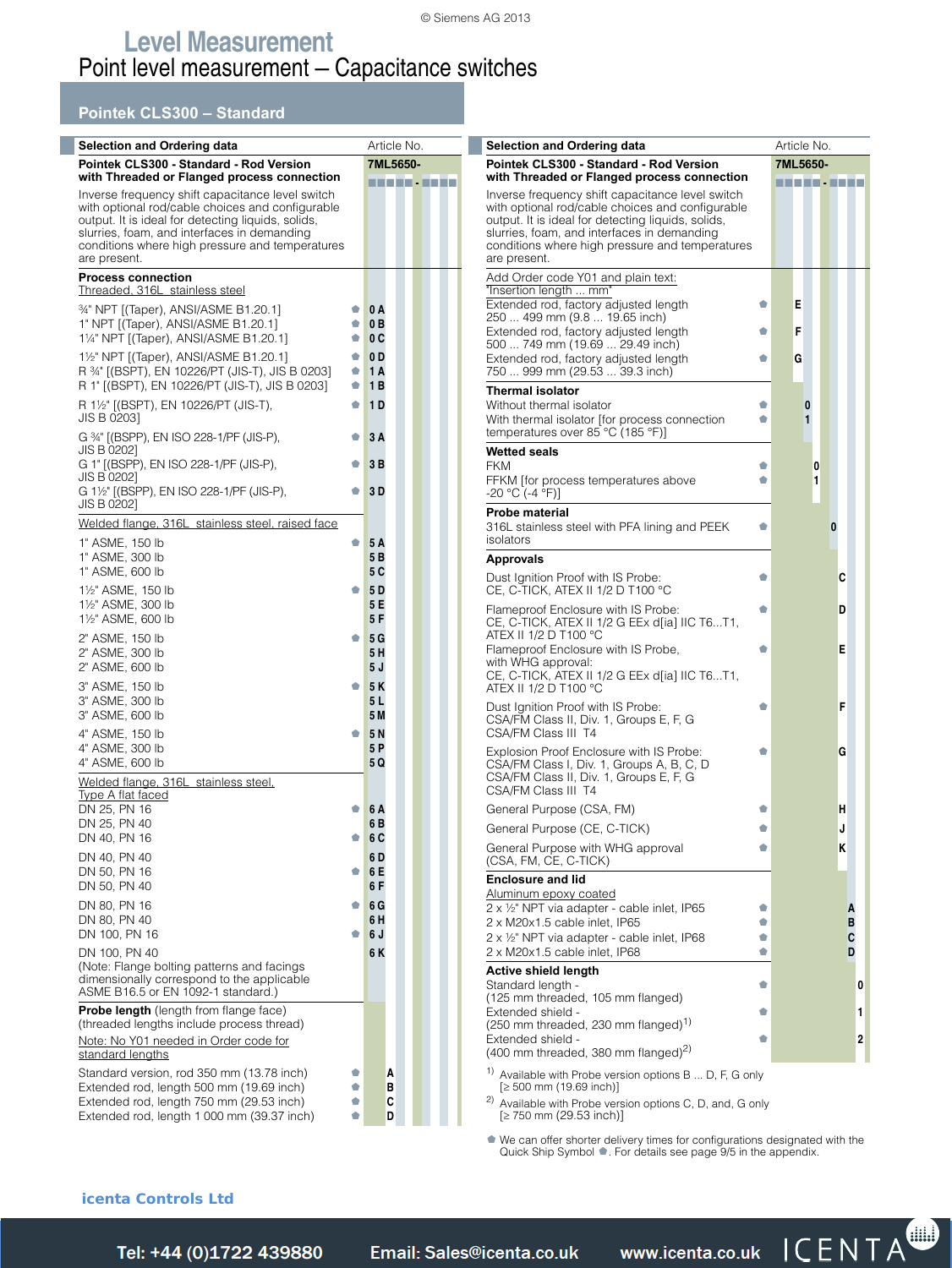# Level Measurement

## Point level measurement – Capacitance switches

### Pointek CLS300 – Standard

| Selection and Ordering data | | Article No. |
|---|---|---|
| **Pointek CLS300 - Standard - Rod Version with Threaded or Flanged process connection** | | **7ML5650-** ■■■■■ - ■■■■ |
| Inverse frequency shift capacitance level switch with optional rod/cable choices and configurable output. It is ideal for detecting liquids, solids, slurries, foam, and interfaces in demanding conditions where high pressure and temperatures are present. | | |
| **Process connection** | | |
| Threaded, 316L stainless steel | | |
| ¾" NPT [(Taper), ANSI/ASME B1.20.1] | ⬟ | 0 A |
| 1" NPT [(Taper), ANSI/ASME B1.20.1] | ⬟ | 0 B |
| 1¼" NPT [(Taper), ANSI/ASME B1.20.1] | ⬟ | 0 C |
| 1½" NPT [(Taper), ANSI/ASME B1.20.1] | ⬟ | 0 D |
| R ¾" [(BSPT), EN 10226/PT (JIS-T), JIS B 0203] | ⬟ | 1 A |
| R 1" [(BSPT), EN 10226/PT (JIS-T), JIS B 0203] | ⬟ | 1 B |
| R 1½" [(BSPT), EN 10226/PT (JIS-T), JIS B 0203] | ⬟ | 1 D |
| G ¾" [(BSPP), EN ISO 228-1/PF (JIS-P), JIS B 0202] | ⬟ | 3 A |
| G 1" [(BSPP), EN ISO 228-1/PF (JIS-P), JIS B 0202] | ⬟ | 3 B |
| G 1½" [(BSPP), EN ISO 228-1/PF (JIS-P), JIS B 0202] | ⬟ | 3 D |
| Welded flange, 316L stainless steel, raised face | | |
| 1" ASME, 150 lb | ⬟ | 5 A |
| 1" ASME, 300 lb | | 5 B |
| 1" ASME, 600 lb | | 5 C |
| 1½" ASME, 150 lb | ⬟ | 5 D |
| 1½" ASME, 300 lb | | 5 E |
| 1½" ASME, 600 lb | | 5 F |
| 2" ASME, 150 lb | ⬟ | 5 G |
| 2" ASME, 300 lb | | 5 H |
| 2" ASME, 600 lb | | 5 J |
| 3" ASME, 150 lb | ⬟ | 5 K |
| 3" ASME, 300 lb | | 5 L |
| 3" ASME, 600 lb | | 5 M |
| 4" ASME, 150 lb | ⬟ | 5 N |
| 4" ASME, 300 lb | | 5 P |
| 4" ASME, 600 lb | | 5 Q |
| Welded flange, 316L stainless steel, Type A flat faced | | |
| DN 25, PN 16 | ⬟ | 6 A |
| DN 25, PN 40 | | 6 B |
| DN 40, PN 16 | ⬟ | 6 C |
| DN 40, PN 40 | | 6 D |
| DN 50, PN 16 | ⬟ | 6 E |
| DN 50, PN 40 | | 6 F |
| DN 80, PN 16 | ⬟ | 6 G |
| DN 80, PN 40 | | 6 H |
| DN 100, PN 16 | ⬟ | 6 J |
| DN 100, PN 40 (Note: Flange bolting patterns and facings dimensionally correspond to the applicable ASME B16.5 or EN 1092-1 standard.) | | 6 K |
| **Probe length** (length from flange face) (threaded lengths include process thread) | | |
| Note: No Y01 needed in Order code for standard lengths | | |
| Standard version, rod 350 mm (13.78 inch) | ⬟ | A |
| Extended rod, length 500 mm (19.69 inch) | ⬟ | B |
| Extended rod, length 750 mm (29.53 inch) | ⬟ | C |
| Extended rod, length 1 000 mm (39.37 inch) | ⬟ | D |
| Add Order code Y01 and plain text: "Insertion length ... mm" | | |
| Extended rod, factory adjusted length 250 ... 499 mm (9.8 ... 19.65 inch) | ⬟ | E |
| Extended rod, factory adjusted length 500 ... 749 mm (19.69 ... 29.49 inch) | ⬟ | F |
| Extended rod, factory adjusted length 750 ... 999 mm (29.53 ... 39.3 inch) | ⬟ | G |
| **Thermal isolator** | | |
| Without thermal isolator | ⬟ | 0 |
| With thermal isolator [for process connection temperatures over 85 °C (185 °F)] | ⬟ | 1 |
| **Wetted seals** | | |
| FKM | ⬟ | 0 |
| FFKM [for process temperatures above -20 °C (-4 °F)] | ⬟ | 1 |
| **Probe material** | | |
| 316L stainless steel with PFA lining and PEEK isolators | ⬟ | 0 |
| **Approvals** | | |
| Dust Ignition Proof with IS Probe: CE, C-TICK, ATEX II 1/2 D T100 °C | ⬟ | C |
| Flameproof Enclosure with IS Probe: CE, C-TICK, ATEX II 1/2 G EEx d[ia] IIC T6...T1, ATEX II 1/2 D T100 °C | ⬟ | D |
| Flameproof Enclosure with IS Probe, with WHG approval: CE, C-TICK, ATEX II 1/2 G EEx d[ia] IIC T6...T1, ATEX II 1/2 D T100 °C | ⬟ | E |
| Dust Ignition Proof with IS Probe: CSA/FM Class II, Div. 1, Groups E, F, G CSA/FM Class III T4 | ⬟ | F |
| Explosion Proof Enclosure with IS Probe: CSA/FM Class I, Div. 1, Groups A, B, C, D CSA/FM Class II, Div. 1, Groups E, F, G CSA/FM Class III T4 | ⬟ | G |
| General Purpose (CSA, FM) | ⬟ | H |
| General Purpose (CE, C-TICK) | ⬟ | J |
| General Purpose with WHG approval (CSA, FM, CE, C-TICK) | ⬟ | K |
| **Enclosure and lid** | | |
| Aluminum epoxy coated | | |
| 2 x ½" NPT via adapter - cable inlet, IP65 | ⬟ | A |
| 2 x M20x1.5 cable inlet, IP65 | ⬟ | B |
| 2 x ½" NPT via adapter - cable inlet, IP68 | ⬟ | C |
| 2 x M20x1.5 cable inlet, IP68 | ⬟ | D |
| **Active shield length** | | |
| Standard length - (125 mm threaded, 105 mm flanged) | ⬟ | 0 |
| Extended shield - (250 mm threaded, 230 mm flanged)[1] | ⬟ | 1 |
| Extended shield - (400 mm threaded, 380 mm flanged)[2] | ⬟ | 2 |

[1] Available with Probe version options B ... D, F, G only [≥ 500 mm (19.69 inch)]

[2] Available with Probe version options C, D, and, G only [≥ 750 mm (29.53 inch)]

⬟ We can offer shorter delivery times for configurations designated with the Quick Ship Symbol ⬟. For details see page 9/5 in the appendix.

icenta Controls Ltd

Tel: +44 (0)1722 439880 Email: Sales@icenta.co.uk www.icenta.co.uk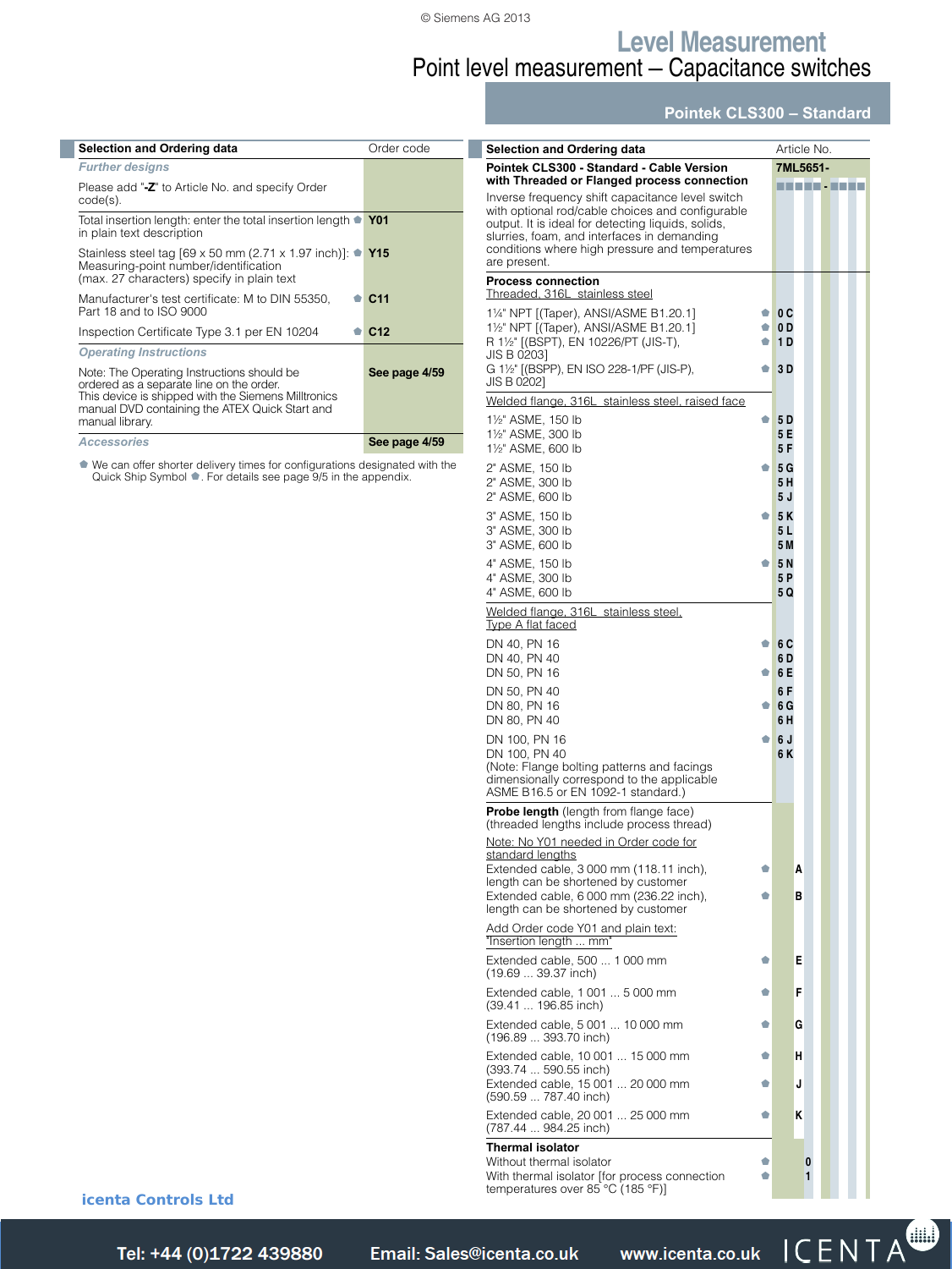# Level Measurement

## Point level measurement – Capacitance switches

### Pointek CLS300 – Standard

| Selection and Ordering data | | Order code |
|---|---|---|
| *Further designs* | | |
| Please add "**-Z**" to Article No. and specify Order code(s). | | |
| Total insertion length: enter the total insertion length in plain text description | ⬟ | **Y01** |
| Stainless steel tag [69 x 50 mm (2.71 x 1.97 inch)]: Measuring-point number/identification (max. 27 characters) specify in plain text | ⬟ | **Y15** |
| Manufacturer's test certificate: M to DIN 55350, Part 18 and to ISO 9000 | ⬟ | **C11** |
| Inspection Certificate Type 3.1 per EN 10204 | ⬟ | **C12** |
| *Operating Instructions* | | |
| Note: The Operating Instructions should be ordered as a separate line on the order. This device is shipped with the Siemens Milltronics manual DVD containing the ATEX Quick Start and manual library. | | **See page 4/59** |
| *Accessories* | | **See page 4/59** |

⬟ We can offer shorter delivery times for configurations designated with the Quick Ship Symbol ⬟. For details see page 9/5 in the appendix.

| Selection and Ordering data | | Article No. |
|---|---|---|
| **Pointek CLS300 - Standard - Cable Version with Threaded or Flanged process connection** | | **7ML5651-** ■■■■■ - ■■■■ |
| Inverse frequency shift capacitance level switch with optional rod/cable choices and configurable output. It is ideal for detecting liquids, solids, slurries, foam, and interfaces in demanding conditions where high pressure and temperatures are present. | | |
| **Process connection** | | |
| Threaded, 316L stainless steel | | |
| 1¼" NPT [(Taper), ANSI/ASME B1.20.1] | ⬟ | **0 C** |
| 1½" NPT [(Taper), ANSI/ASME B1.20.1] | ⬟ | **0 D** |
| R 1½" [(BSPT), EN 10226/PT (JIS-T), JIS B 0203] | ⬟ | **1 D** |
| G 1½" [(BSPP), EN ISO 228-1/PF (JIS-P), JIS B 0202] | ⬟ | **3 D** |
| Welded flange, 316L stainless steel, raised face | | |
| 1½" ASME, 150 lb | ⬟ | **5 D** |
| 1½" ASME, 300 lb | | **5 E** |
| 1½" ASME, 600 lb | | **5 F** |
| 2" ASME, 150 lb | ⬟ | **5 G** |
| 2" ASME, 300 lb | | **5 H** |
| 2" ASME, 600 lb | | **5 J** |
| 3" ASME, 150 lb | ⬟ | **5 K** |
| 3" ASME, 300 lb | | **5 L** |
| 3" ASME, 600 lb | | **5 M** |
| 4" ASME, 150 lb | ⬟ | **5 N** |
| 4" ASME, 300 lb | | **5 P** |
| 4" ASME, 600 lb | | **5 Q** |
| Welded flange, 316L stainless steel, Type A flat faced | | |
| DN 40, PN 16 | ⬟ | **6 C** |
| DN 40, PN 40 | | **6 D** |
| DN 50, PN 16 | ⬟ | **6 E** |
| DN 50, PN 40 | | **6 F** |
| DN 80, PN 16 | ⬟ | **6 G** |
| DN 80, PN 40 | | **6 H** |
| DN 100, PN 16 | ⬟ | **6 J** |
| DN 100, PN 40 | | **6 K** |
| (Note: Flange bolting patterns and facings dimensionally correspond to the applicable ASME B16.5 or EN 1092-1 standard.) | | |
| **Probe length** (length from flange face) (threaded lengths include process thread) | | |
| Note: No Y01 needed in Order code for standard lengths | | |
| Extended cable, 3 000 mm (118.11 inch), length can be shortened by customer | ⬟ | **A** |
| Extended cable, 6 000 mm (236.22 inch), length can be shortened by customer | ⬟ | **B** |
| Add Order code Y01 and plain text: "Insertion length ... mm" | | |
| Extended cable, 500 ... 1 000 mm (19.69 ... 39.37 inch) | ⬟ | **E** |
| Extended cable, 1 001 ... 5 000 mm (39.41 ... 196.85 inch) | ⬟ | **F** |
| Extended cable, 5 001 ... 10 000 mm (196.89 ... 393.70 inch) | ⬟ | **G** |
| Extended cable, 10 001 ... 15 000 mm (393.74 ... 590.55 inch) | ⬟ | **H** |
| Extended cable, 15 001 ... 20 000 mm (590.59 ... 787.40 inch) | ⬟ | **J** |
| Extended cable, 20 001 ... 25 000 mm (787.44 ... 984.25 inch) | ⬟ | **K** |
| **Thermal isolator** | | |
| Without thermal isolator | ⬟ | **0** |
| With thermal isolator [for process connection temperatures over 85 °C (185 °F)] | ⬟ | **1** |

icenta Controls Ltd

Tel: +44 (0)1722 439880 Email: Sales@icenta.co.uk www.icenta.co.uk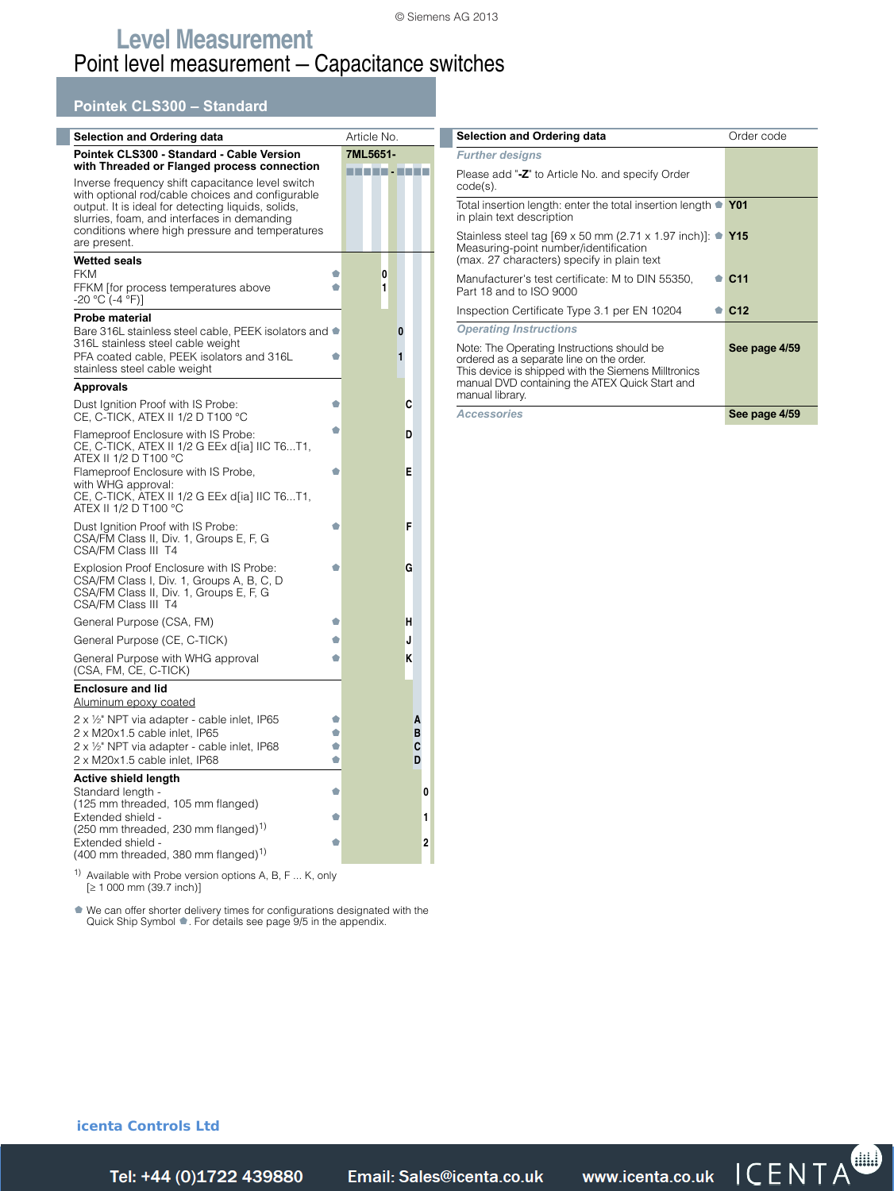# Level Measurement

## Point level measurement – Capacitance switches

### Pointek CLS300 – Standard

| Selection and Ordering data | | Article No. |
|---|---|---|
| **Pointek CLS300 - Standard - Cable Version with Threaded or Flanged process connection** | | **7ML5651-** |
| Inverse frequency shift capacitance level switch with optional rod/cable choices and configurable output. It is ideal for detecting liquids, solids, slurries, foam, and interfaces in demanding conditions where high pressure and temperatures are present. | | ■■■■■ - ■■■■ |
| **Wetted seals** | | |
| FKM | ⬟ | 0 |
| FFKM [for process temperatures above -20 °C (-4 °F)] | ⬟ | 1 |
| **Probe material** | | |
| Bare 316L stainless steel cable, PEEK isolators and 316L stainless steel cable weight | ⬟ | 0 |
| PFA coated cable, PEEK isolators and 316L stainless steel cable weight | ⬟ | 1 |
| **Approvals** | | |
| Dust Ignition Proof with IS Probe: CE, C-TICK, ATEX II 1/2 D T100 °C | ⬟ | C |
| Flameproof Enclosure with IS Probe: CE, C-TICK, ATEX II 1/2 G EEx d[ia] IIC T6...T1, ATEX II 1/2 D T100 °C | ⬟ | D |
| Flameproof Enclosure with IS Probe, with WHG approval: CE, C-TICK, ATEX II 1/2 G EEx d[ia] IIC T6...T1, ATEX II 1/2 D T100 °C | ⬟ | E |
| Dust Ignition Proof with IS Probe: CSA/FM Class II, Div. 1, Groups E, F, G CSA/FM Class III T4 | ⬟ | F |
| Explosion Proof Enclosure with IS Probe: CSA/FM Class I, Div. 1, Groups A, B, C, D CSA/FM Class II, Div. 1, Groups E, F, G CSA/FM Class III T4 | ⬟ | G |
| General Purpose (CSA, FM) | ⬟ | H |
| General Purpose (CE, C-TICK) | ⬟ | J |
| General Purpose with WHG approval (CSA, FM, CE, C-TICK) | ⬟ | K |
| **Enclosure and lid** | | |
| Aluminum epoxy coated | | |
| 2 x ½" NPT via adapter - cable inlet, IP65 | ⬟ | A |
| 2 x M20x1.5 cable inlet, IP65 | ⬟ | B |
| 2 x ½" NPT via adapter - cable inlet, IP68 | ⬟ | C |
| 2 x M20x1.5 cable inlet, IP68 | ⬟ | D |
| **Active shield length** | | |
| Standard length - (125 mm threaded, 105 mm flanged) | ⬟ | 0 |
| Extended shield - (250 mm threaded, 230 mm flanged)[1] | ⬟ | 1 |
| Extended shield - (400 mm threaded, 380 mm flanged)[1] | ⬟ | 2 |

[1] Available with Probe version options A, B, F ... K, only [≥ 1 000 mm (39.7 inch)]

⬟ We can offer shorter delivery times for configurations designated with the Quick Ship Symbol ⬟. For details see page 9/5 in the appendix.

| Selection and Ordering data | | Order code |
|---|---|---|
| *Further designs* | | |
| Please add "**-Z**" to Article No. and specify Order code(s). | | |
| Total insertion length: enter the total insertion length in plain text description | ⬟ | **Y01** |
| Stainless steel tag [69 x 50 mm (2.71 x 1.97 inch)]: Measuring-point number/identification (max. 27 characters) specify in plain text | ⬟ | **Y15** |
| Manufacturer's test certificate: M to DIN 55350, Part 18 and to ISO 9000 | ⬟ | **C11** |
| Inspection Certificate Type 3.1 per EN 10204 | ⬟ | **C12** |
| *Operating Instructions* | | |
| Note: The Operating Instructions should be ordered as a separate line on the order. This device is shipped with the Siemens Milltronics manual DVD containing the ATEX Quick Start and manual library. | | **See page 4/59** |
| *Accessories* | | **See page 4/59** |

icenta Controls Ltd

Tel: +44 (0)1722 439880 Email: Sales@icenta.co.uk www.icenta.co.uk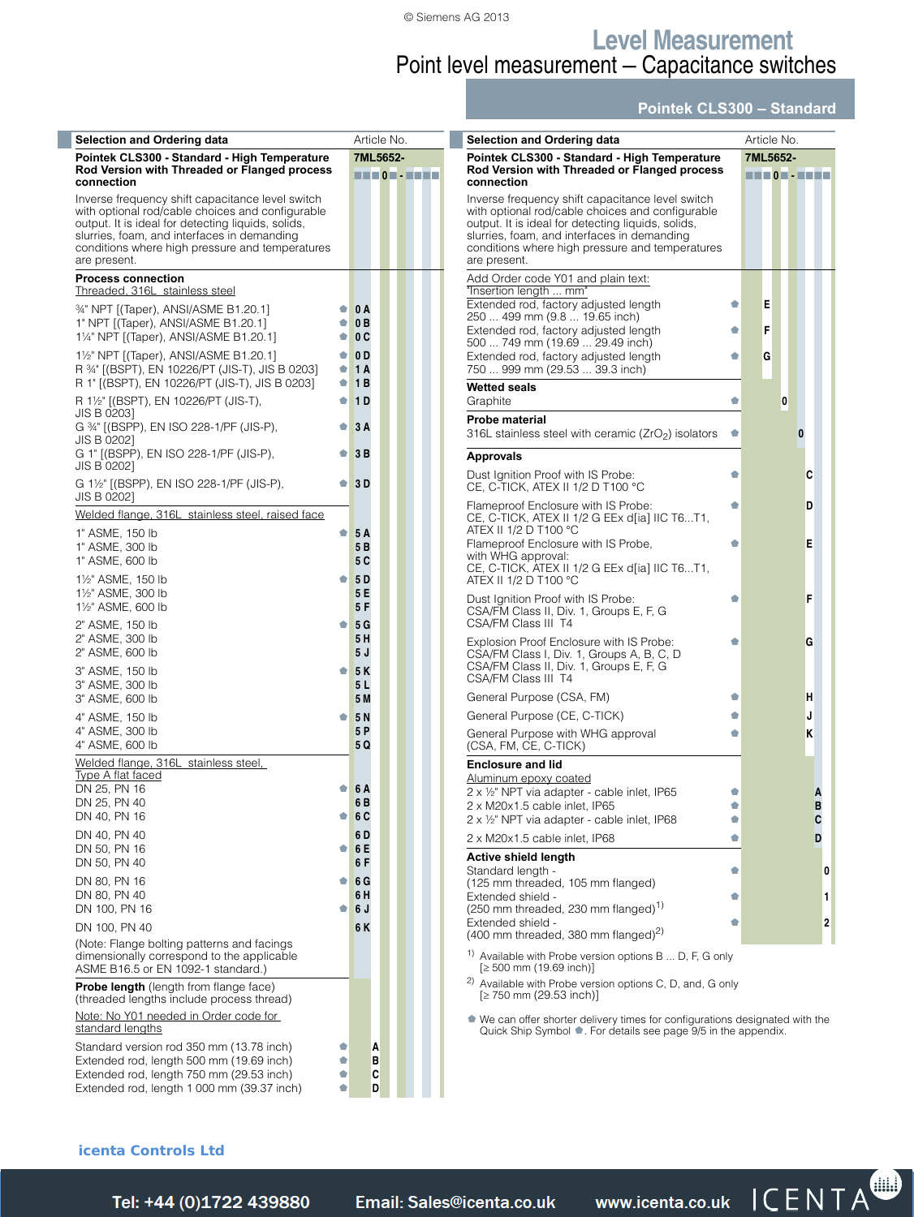# Level Measurement

## Point level measurement – Capacitance switches

### Pointek CLS300 – Standard

| Selection and Ordering data | | Article No. |
|---|---|---|
| **Pointek CLS300 - Standard - High Temperature Rod Version with Threaded or Flanged process connection** | | **7ML5652-** ■■■0■-■■■■ |
| Inverse frequency shift capacitance level switch with optional rod/cable choices and configurable output. It is ideal for detecting liquids, solids, slurries, foam, and interfaces in demanding conditions where high pressure and temperatures are present. | | |
| **Process connection** | | |
| Threaded, 316L stainless steel | | |
| ¾" NPT [(Taper), ANSI/ASME B1.20.1] | ⬟ | 0 A |
| 1" NPT [(Taper), ANSI/ASME B1.20.1] | ⬟ | 0 B |
| 1¼" NPT [(Taper), ANSI/ASME B1.20.1] | ⬟ | 0 C |
| 1½" NPT [(Taper), ANSI/ASME B1.20.1] | ⬟ | 0 D |
| R ¾" [(BSPT), EN 10226/PT (JIS-T), JIS B 0203] | ⬟ | 1 A |
| R 1" [(BSPT), EN 10226/PT (JIS-T), JIS B 0203] | ⬟ | 1 B |
| R 1½" [(BSPT), EN 10226/PT (JIS-T), JIS B 0203] | ⬟ | 1 D |
| G ¾" [(BSPP), EN ISO 228-1/PF (JIS-P), JIS B 0202] | ⬟ | 3 A |
| G 1" [(BSPP), EN ISO 228-1/PF (JIS-P), JIS B 0202] | ⬟ | 3 B |
| G 1½" [(BSPP), EN ISO 228-1/PF (JIS-P), JIS B 0202] | ⬟ | 3 D |
| Welded flange, 316L stainless steel, raised face | | |
| 1" ASME, 150 lb | ⬟ | 5 A |
| 1" ASME, 300 lb | | 5 B |
| 1" ASME, 600 lb | | 5 C |
| 1½" ASME, 150 lb | ⬟ | 5 D |
| 1½" ASME, 300 lb | | 5 E |
| 1½" ASME, 600 lb | | 5 F |
| 2" ASME, 150 lb | ⬟ | 5 G |
| 2" ASME, 300 lb | | 5 H |
| 2" ASME, 600 lb | | 5 J |
| 3" ASME, 150 lb | ⬟ | 5 K |
| 3" ASME, 300 lb | | 5 L |
| 3" ASME, 600 lb | | 5 M |
| 4" ASME, 150 lb | ⬟ | 5 N |
| 4" ASME, 300 lb | | 5 P |
| 4" ASME, 600 lb | | 5 Q |
| Welded flange, 316L stainless steel, Type A flat faced | | |
| DN 25, PN 16 | ⬟ | 6 A |
| DN 25, PN 40 | | 6 B |
| DN 40, PN 16 | ⬟ | 6 C |
| DN 40, PN 40 | | 6 D |
| DN 50, PN 16 | ⬟ | 6 E |
| DN 50, PN 40 | | 6 F |
| DN 80, PN 16 | ⬟ | 6 G |
| DN 80, PN 40 | | 6 H |
| DN 100, PN 16 | ⬟ | 6 J |
| DN 100, PN 40 | | 6 K |
| (Note: Flange bolting patterns and facings dimensionally correspond to the applicable ASME B16.5 or EN 1092-1 standard.) | | |
| **Probe length** (length from flange face) (threaded lengths include process thread) | | |
| Note: No Y01 needed in Order code for standard lengths | | |
| Standard version rod 350 mm (13.78 inch) | ⬟ | A |
| Extended rod, length 500 mm (19.69 inch) | ⬟ | B |
| Extended rod, length 750 mm (29.53 inch) | ⬟ | C |
| Extended rod, length 1 000 mm (39.37 inch) | ⬟ | D |
| Add Order code Y01 and plain text: "Insertion length ... mm" | | |
| Extended rod, factory adjusted length 250 ... 499 mm (9.8 ... 19.65 inch) | ⬟ | E |
| Extended rod, factory adjusted length 500 ... 749 mm (19.69 ... 29.49 inch) | ⬟ | F |
| Extended rod, factory adjusted length 750 ... 999 mm (29.53 ... 39.3 inch) | ⬟ | G |
| **Wetted seals** | | |
| Graphite | ⬟ | 0 |
| **Probe material** | | |
| 316L stainless steel with ceramic ($ZrO_2$) isolators | ⬟ | 0 |
| **Approvals** | | |
| Dust Ignition Proof with IS Probe: CE, C-TICK, ATEX II 1/2 D T100 °C | ⬟ | C |
| Flameproof Enclosure with IS Probe: CE, C-TICK, ATEX II 1/2 G EEx d[ia] IIC T6...T1, ATEX II 1/2 D T100 °C | ⬟ | D |
| Flameproof Enclosure with IS Probe, with WHG approval: CE, C-TICK, ATEX II 1/2 G EEx d[ia] IIC T6...T1, ATEX II 1/2 D T100 °C | ⬟ | E |
| Dust Ignition Proof with IS Probe: CSA/FM Class II, Div. 1, Groups E, F, G CSA/FM Class III T4 | ⬟ | F |
| Explosion Proof Enclosure with IS Probe: CSA/FM Class I, Div. 1, Groups A, B, C, D CSA/FM Class II, Div. 1, Groups E, F, G CSA/FM Class III T4 | ⬟ | G |
| General Purpose (CSA, FM) | ⬟ | H |
| General Purpose (CE, C-TICK) | ⬟ | J |
| General Purpose with WHG approval (CSA, FM, CE, C-TICK) | ⬟ | K |
| **Enclosure and lid** | | |
| Aluminum epoxy coated | | |
| 2 x ½" NPT via adapter - cable inlet, IP65 | ⬟ | A |
| 2 x M20x1.5 cable inlet, IP65 | ⬟ | B |
| 2 x ½" NPT via adapter - cable inlet, IP68 | ⬟ | C |
| 2 x M20x1.5 cable inlet, IP68 | ⬟ | D |
| **Active shield length** | | |
| Standard length - (125 mm threaded, 105 mm flanged) | ⬟ | 0 |
| Extended shield - (250 mm threaded, 230 mm flanged)[1] | ⬟ | 1 |
| Extended shield - (400 mm threaded, 380 mm flanged)[2] | ⬟ | 2 |

[1] Available with Probe version options B ... D, F, G only [≥ 500 mm (19.69 inch)]

[2] Available with Probe version options C, D, and, G only [≥ 750 mm (29.53 inch)]

⬟ We can offer shorter delivery times for configurations designated with the Quick Ship Symbol ⬟. For details see page 9/5 in the appendix.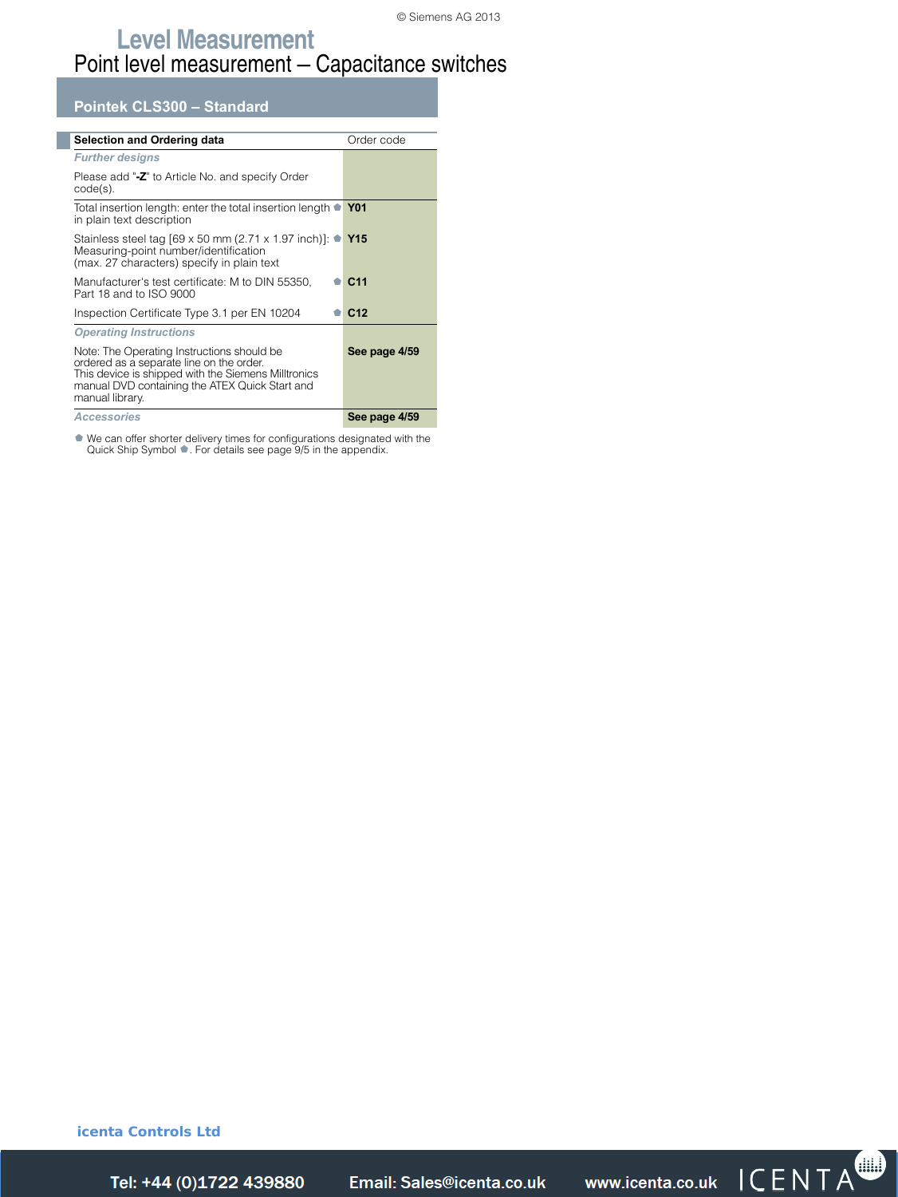# Level Measurement

## Point level measurement – Capacitance switches

### Pointek CLS300 – Standard

| Selection and Ordering data | Order code |
|---|---|
| *Further designs* | |
| Please add "**-Z**" to Article No. and specify Order code(s). | |
| Total insertion length: enter the total insertion length in plain text description ⬟ | **Y01** |
| Stainless steel tag [69 x 50 mm (2.71 x 1.97 inch)]: Measuring-point number/identification (max. 27 characters) specify in plain text ⬟ | **Y15** |
| Manufacturer's test certificate: M to DIN 55350, Part 18 and to ISO 9000 ⬟ | **C11** |
| Inspection Certificate Type 3.1 per EN 10204 ⬟ | **C12** |
| *Operating Instructions* | |
| Note: The Operating Instructions should be ordered as a separate line on the order. This device is shipped with the Siemens Milltronics manual DVD containing the ATEX Quick Start and manual library. | **See page 4/59** |
| *Accessories* | **See page 4/59** |

⬟ We can offer shorter delivery times for configurations designated with the Quick Ship Symbol ⬟. For details see page 9/5 in the appendix.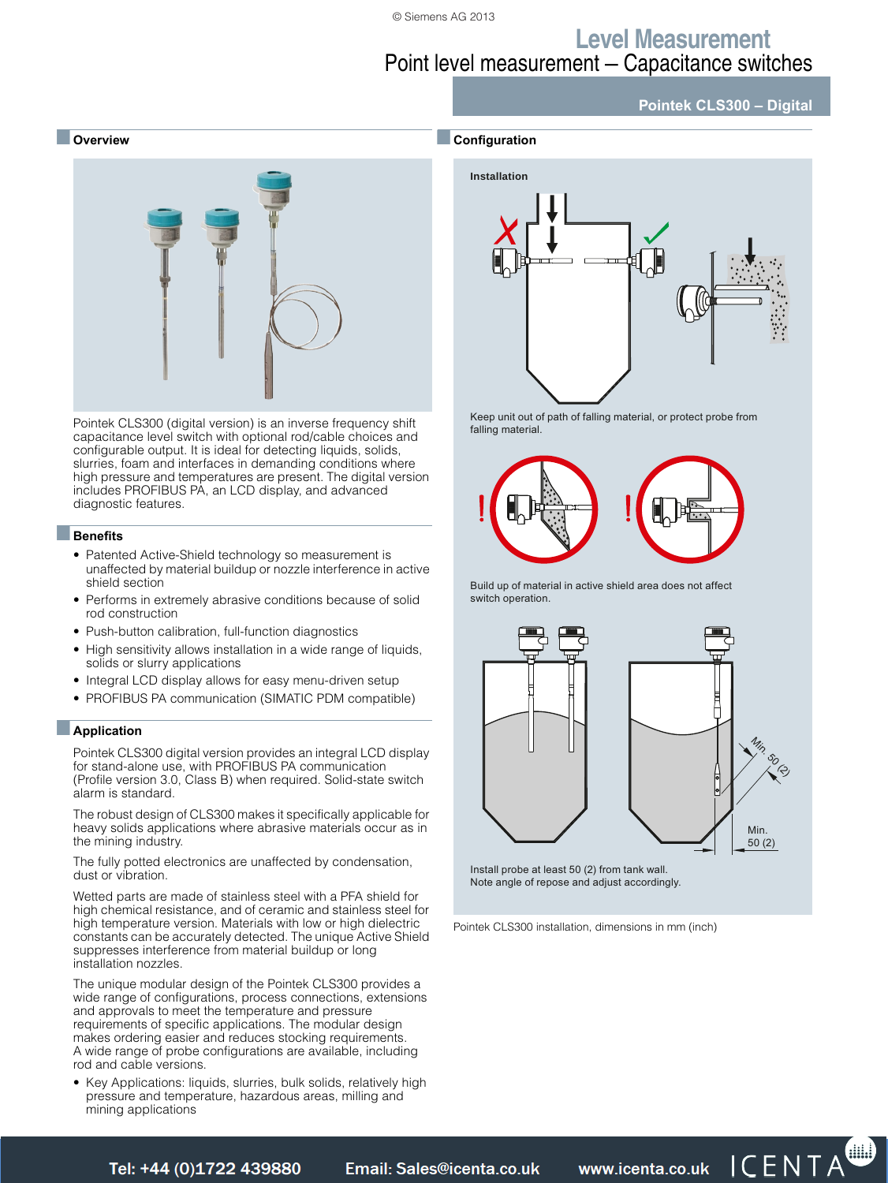# Level Measurement

## Point level measurement – Capacitance switches

### Pointek CLS300 – Digital

### Overview

Pointek CLS300 (digital version) is an inverse frequency shift capacitance level switch with optional rod/cable choices and configurable output. It is ideal for detecting liquids, solids, slurries, foam and interfaces in demanding conditions where high pressure and temperatures are present. The digital version includes PROFIBUS PA, an LCD display, and advanced diagnostic features.

### Benefits

- Patented Active-Shield technology so measurement is unaffected by material buildup or nozzle interference in active shield section
- Performs in extremely abrasive conditions because of solid rod construction
- Push-button calibration, full-function diagnostics
- High sensitivity allows installation in a wide range of liquids, solids or slurry applications
- Integral LCD display allows for easy menu-driven setup
- PROFIBUS PA communication (SIMATIC PDM compatible)

### Application

Pointek CLS300 digital version provides an integral LCD display for stand-alone use, with PROFIBUS PA communication (Profile version 3.0, Class B) when required. Solid-state switch alarm is standard.

The robust design of CLS300 makes it specifically applicable for heavy solids applications where abrasive materials occur as in the mining industry.

The fully potted electronics are unaffected by condensation, dust or vibration.

Wetted parts are made of stainless steel with a PFA shield for high chemical resistance, and of ceramic and stainless steel for high temperature version. Materials with low or high dielectric constants can be accurately detected. The unique Active Shield suppresses interference from material buildup or long installation nozzles.

The unique modular design of the Pointek CLS300 provides a wide range of configurations, extensions, process connections, and approvals to meet the temperature and pressure requirements of specific applications. The modular design makes ordering easier and reduces stocking requirements. A wide range of probe configurations are available, including rod and cable versions.

- Key Applications: liquids, slurries, bulk solids, relatively high pressure and temperature, hazardous areas, milling and mining applications

### Configuration

Installation

Keep unit out of path of falling material, or protect probe from falling material.

Build up of material in active shield area does not affect switch operation.

Min. 50 (2)

Min. 50 (2)

Install probe at least 50 (2) from tank wall.
Note angle of repose and adjust accordingly.

Pointek CLS300 installation, dimensions in mm (inch)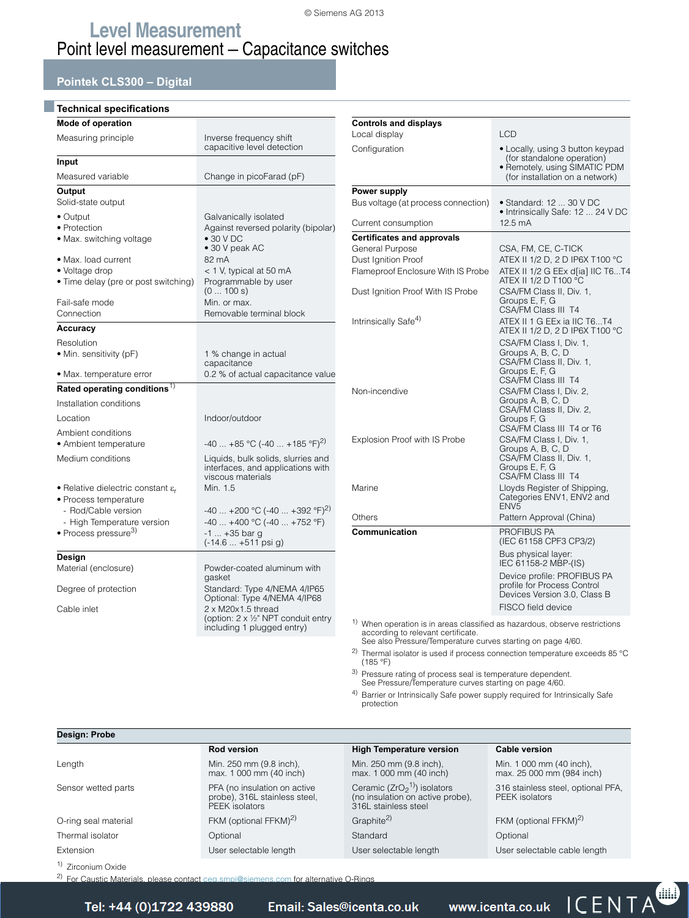# Level Measurement

## Point level measurement – Capacitance switches

### Pointek CLS300 – Digital

#### Technical specifications

| **Mode of operation** | |
|---|---|
| Measuring principle | Inverse frequency shift capacitive level detection |
| **Input** | |
| Measured variable | Change in picoFarad (pF) |
| **Output** | |
| Solid-state output | |
| • Output | Galvanically isolated |
| • Protection | Against reversed polarity (bipolar) |
| • Max. switching voltage | • 30 V DC<br>• 30 V peak AC |
| • Max. load current | 82 mA |
| • Voltage drop | < 1 V, typical at 50 mA |
| • Time delay (pre or post switching) | Programmable by user (0 ... 100 s) |
| Fail-safe mode | Min. or max. |
| Connection | Removable terminal block |
| **Accuracy** | |
| Resolution | |
| • Min. sensitivity (pF) | 1 % change in actual capacitance |
| • Max. temperature error | 0.2 % of actual capacitance value |
| **Rated operating conditions** [1] | |
| Installation conditions | |
| Location | Indoor/outdoor |
| Ambient conditions | |
| • Ambient temperature | -40 ... +85 °C (-40 ... +185 °F)[2] |
| Medium conditions | Liquids, bulk solids, slurries and interfaces, and applications with viscous materials |
| • Relative dielectric constant $\varepsilon_r$ | Min. 1.5 |
| • Process temperature | |
| - Rod/Cable version | -40 ... +200 °C (-40 ... +392 °F)[2] |
| - High Temperature version | -40 ... +400 °C (-40 ... +752 °F) |
| • Process pressure[3] | -1 ... +35 bar g (-14.6 ... +511 psi g) |
| **Design** | |
| Material (enclosure) | Powder-coated aluminum with gasket |
| Degree of protection | Standard: Type 4/NEMA 4/IP65<br>Optional: Type 4/NEMA 4/IP68 |
| Cable inlet | 2 x M20x1.5 thread (option: 2 x ½" NPT conduit entry including 1 plugged entry) |

| **Controls and displays** | |
|---|---|
| Local display | LCD |
| Configuration | • Locally, using 3 button keypad (for standalone operation)<br>• Remotely, using SIMATIC PDM (for installation on a network) |
| **Power supply** | |
| Bus voltage (at process connection) | • Standard: 12 ... 30 V DC<br>• Intrinsically Safe: 12 ... 24 V DC |
| Current consumption | 12.5 mA |
| **Certificates and approvals** | |
| General Purpose | CSA, FM, CE, C-TICK |
| Dust Ignition Proof | ATEX II 1/2 D, 2 D IP6X T100 °C |
| Flameproof Enclosure With IS Probe | ATEX II 1/2 G EEx d[ia] IIC T6...T4<br>ATEX II 1/2 D T100 °C |
| Dust Ignition Proof With IS Probe | CSA/FM Class II, Div. 1, Groups E, F, G<br>CSA/FM Class III T4 |
| Intrinsically Safe[4] | ATEX II 1 G EEx ia IIC T6...T4<br>ATEX II 1/2 D, 2 D IP6X T100 °C<br>CSA/FM Class I, Div. 1, Groups A, B, C, D<br>CSA/FM Class II, Div. 1, Groups E, F, G<br>CSA/FM Class III T4 |
| Non-incendive | CSA/FM Class I, Div. 2, Groups A, B, C, D<br>CSA/FM Class II, Div. 2, Groups F, G<br>CSA/FM Class III T4 or T6 |
| Explosion Proof with IS Probe | CSA/FM Class I, Div. 1, Groups A, B, C, D<br>CSA/FM Class II, Div. 1, Groups E, F, G<br>CSA/FM Class III T4 |
| Marine | Lloyds Register of Shipping, Categories ENV1, ENV2 and ENV5 |
| Others | Pattern Approval (China) |
| **Communication** | PROFIBUS PA (IEC 61158 CPF3 CP3/2)<br>Bus physical layer: IEC 61158-2 MBP-(IS)<br>Device profile: PROFIBUS PA profile for Process Control Devices Version 3.0, Class B<br>FISCO field device |

[1] When operation is in areas classified as hazardous, observe restrictions according to relevant certificate. See also Pressure/Temperature curves starting on page 4/60.

[2] Thermal isolator is used if process connection temperature exceeds 85 °C (185 °F)

[3] Pressure rating of process seal is temperature dependent. See Pressure/Temperature curves starting on page 4/60.

[4] Barrier or Intrinsically Safe power supply required for Intrinsically Safe protection

| **Design: Probe** | **Rod version** | **High Temperature version** | **Cable version** |
|---|---|---|---|
| Length | Min. 250 mm (9.8 inch), max. 1 000 mm (40 inch) | Min. 250 mm (9.8 inch), max. 1 000 mm (40 inch) | Min. 1 000 mm (40 inch), max. 25 000 mm (984 inch) |
| Sensor wetted parts | PFA (no insulation on active probe), 316L stainless steel, PEEK isolators | Ceramic ($ZrO_2$[1]) isolators (no insulation on active probe), 316L stainless steel | 316 stainless steel, optional PFA, PEEK isolators |
| O-ring seal material | FKM (optional FFKM)[2] | Graphite[2] | FKM (optional FFKM)[2] |
| Thermal isolator | Optional | Standard | Optional |
| Extension | User selectable length | User selectable length | User selectable cable length |

[1] Zirconium Oxide

[2] For Caustic Materials, please contact ceg.smpi@siemens.com for alternative O-Rings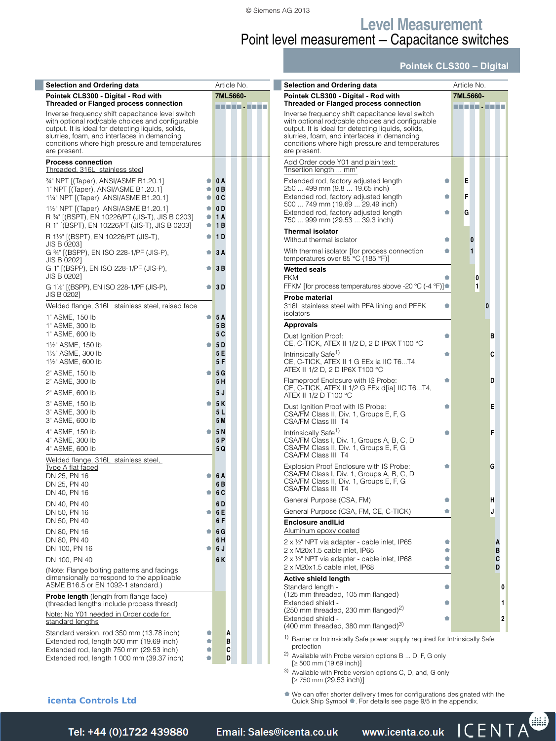# Level Measurement

## Point level measurement – Capacitance switches

### Pointek CLS300 – Digital

| Selection and Ordering data | | Article No. |
|---|---|---|
| **Pointek CLS300 - Digital - Rod with Threaded or Flanged process connection** | | **7ML5660-** ■■■■■-■■■■ |
| Inverse frequency shift capacitance level switch with optional rod/cable choices and configurable output. It is ideal for detecting liquids, solids, slurries, foam, and interfaces in demanding conditions where high pressure and temperatures are present. | | |
| **Process connection** | | |
| Threaded, 316L stainless steel | | |
| ¾" NPT [(Taper), ANSI/ASME B1.20.1] | ⬟ | 0 A |
| 1" NPT [(Taper), ANSI/ASME B1.20.1] | ⬟ | 0 B |
| 1¼" NPT [(Taper), ANSI/ASME B1.20.1] | ⬟ | 0 C |
| 1½" NPT [(Taper), ANSI/ASME B1.20.1] | ⬟ | 0 D |
| R ¾" [(BSPT), EN 10226/PT (JIS-T), JIS B 0203] | ⬟ | 1 A |
| R 1" [(BSPT), EN 10226/PT (JIS-T), JIS B 0203] | ⬟ | 1 B |
| R 1½" [(BSPT), EN 10226/PT (JIS-T), JIS B 0203] | ⬟ | 1 D |
| G ¾" [(BSPP), EN ISO 228-1/PF (JIS-P), JIS B 0202] | ⬟ | 3 A |
| G 1" [(BSPP), EN ISO 228-1/PF (JIS-P), JIS B 0202] | ⬟ | 3 B |
| G 1½" [(BSPP), EN ISO 228-1/PF (JIS-P), JIS B 0202] | ⬟ | 3 D |
| Welded flange, 316L stainless steel, raised face | | |
| 1" ASME, 150 lb | ⬟ | 5 A |
| 1" ASME, 300 lb | | 5 B |
| 1" ASME, 600 lb | | 5 C |
| 1½" ASME, 150 lb | ⬟ | 5 D |
| 1½" ASME, 300 lb | | 5 E |
| 1½" ASME, 600 lb | | 5 F |
| 2" ASME, 150 lb | ⬟ | 5 G |
| 2" ASME, 300 lb | | 5 H |
| 2" ASME, 600 lb | | 5 J |
| 3" ASME, 150 lb | ⬟ | 5 K |
| 3" ASME, 300 lb | | 5 L |
| 3" ASME, 600 lb | | 5 M |
| 4" ASME, 150 lb | ⬟ | 5 N |
| 4" ASME, 300 lb | | 5 P |
| 4" ASME, 600 lb | | 5 Q |
| Welded flange, 316L stainless steel, Type A flat faced | | |
| DN 25, PN 16 | ⬟ | 6 A |
| DN 25, PN 40 | | 6 B |
| DN 40, PN 16 | ⬟ | 6 C |
| DN 40, PN 40 | | 6 D |
| DN 50, PN 16 | ⬟ | 6 E |
| DN 50, PN 40 | | 6 F |
| DN 80, PN 16 | ⬟ | 6 G |
| DN 80, PN 40 | | 6 H |
| DN 100, PN 16 | ⬟ | 6 J |
| DN 100, PN 40 | | 6 K |
| (Note: Flange bolting patterns and facings dimensionally correspond to the applicable ASME B16.5 or EN 1092-1 standard.) | | |
| **Probe length** (length from flange face) (threaded lengths include process thread) | | |
| Note: No Y01 needed in Order code for standard lengths | | |
| Standard version, rod 350 mm (13.78 inch) | ⬟ | A |
| Extended rod, length 500 mm (19.69 inch) | ⬟ | B |
| Extended rod, length 750 mm (29.53 inch) | ⬟ | C |
| Extended rod, length 1 000 mm (39.37 inch) | ⬟ | D |
| Add Order code Y01 and plain text: "Insertion length ... mm" | | |
| Extended rod, factory adjusted length 250 ... 499 mm (9.8 ... 19.65 inch) | ⬟ | E |
| Extended rod, factory adjusted length 500 ... 749 mm (19.69 ... 29.49 inch) | ⬟ | F |
| Extended rod, factory adjusted length 750 ... 999 mm (29.53 ... 39.3 inch) | ⬟ | G |
| **Thermal isolator** | | |
| Without thermal isolator | ⬟ | 0 |
| With thermal isolator [for process connection temperatures over 85 °C (185 °F)] | ⬟ | 1 |
| **Wetted seals** | | |
| FKM | ⬟ | 0 |
| FFKM [for process temperatures above -20 °C (-4 °F)] | ⬟ | 1 |
| **Probe material** | | |
| 316L stainless steel with PFA lining and PEEK isolators | ⬟ | 0 |
| **Approvals** | | |
| Dust Ignition Proof: CE, C-TICK, ATEX II 1/2 D, 2 D IP6X T100 °C | ⬟ | B |
| Intrinsically Safe[1] CE, C-TICK, ATEX II 1 G EEx ia IIC T6...T4, ATEX II 1/2 D, 2 D IP6X T100 °C | ⬟ | C |
| Flameproof Enclosure with IS Probe: CE, C-TICK, ATEX II 1/2 G EEx d[ia] IIC T6...T4, ATEX II 1/2 D T100 °C | ⬟ | D |
| Dust Ignition Proof with IS Probe: CSA/FM Class II, Div. 1, Groups E, F, G CSA/FM Class III T4 | ⬟ | E |
| Intrinsically Safe[1] CSA/FM Class I, Div. 1, Groups A, B, C, D CSA/FM Class II, Div. 1, Groups E, F, G CSA/FM Class III T4 | ⬟ | F |
| Explosion Proof Enclosure with IS Probe: CSA/FM Class I, Div. 1, Groups A, B, C, D CSA/FM Class II, Div. 1, Groups E, F, G CSA/FM Class III T4 | ⬟ | G |
| General Purpose (CSA, FM) | ⬟ | H |
| General Purpose (CSA, FM, CE, C-TICK) | ⬟ | J |
| **Enclosure and Lid** | | |
| Aluminum epoxy coated | | |
| 2 x ½" NPT via adapter - cable inlet, IP65 | ⬟ | A |
| 2 x M20x1.5 cable inlet, IP65 | ⬟ | B |
| 2 x ½" NPT via adapter - cable inlet, IP68 | ⬟ | C |
| 2 x M20x1.5 cable inlet, IP68 | ⬟ | D |
| **Active shield length** | | |
| Standard length - (125 mm threaded, 105 mm flanged) | ⬟ | 0 |
| Extended shield - (250 mm threaded, 230 mm flanged)[2] | ⬟ | 1 |
| Extended shield - (400 mm threaded, 380 mm flanged)[3] | ⬟ | 2 |

[1] Barrier or Intrinsically Safe power supply required for Intrinsically Safe protection

[2] Available with Probe version options B ... D, F, G only [≥ 500 mm (19.69 inch)]

[3] Available with Probe version options C, D, and, G only [≥ 750 mm (29.53 inch)]

⬟ We can offer shorter delivery times for configurations designated with the Quick Ship Symbol ⬟. For details see page 9/5 in the appendix.

icenta Controls Ltd

Tel: +44 (0)1722 439880 Email: Sales@icenta.co.uk www.icenta.co.uk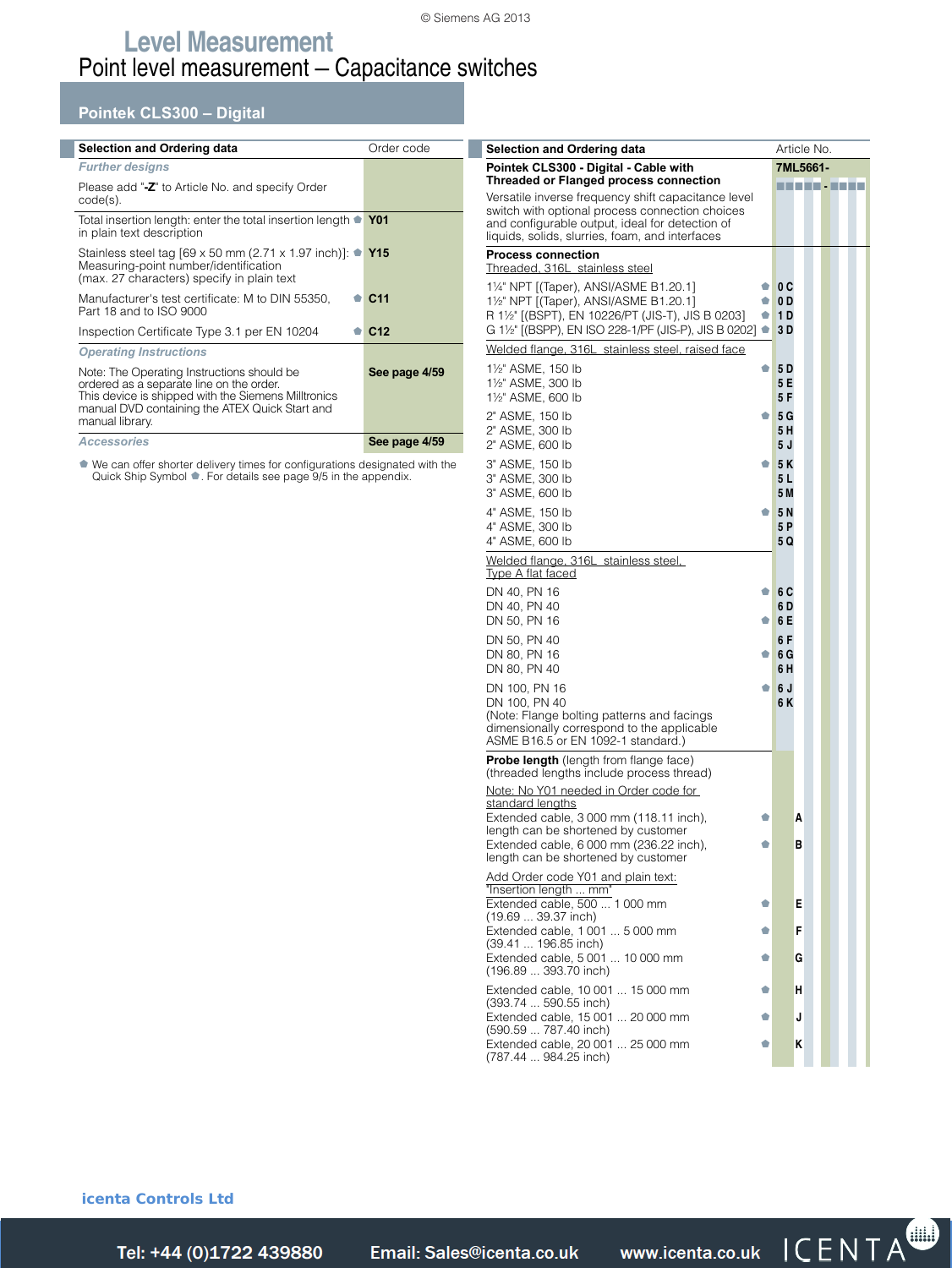# Level Measurement

## Point level measurement – Capacitance switches

### Pointek CLS300 – Digital

| Selection and Ordering data | Order code |
| --- | --- |
| ***Further designs*** | |
| Please add "**-Z**" to Article No. and specify Order code(s). | |
| Total insertion length: enter the total insertion length in plain text description ⬟ | **Y01** |
| Stainless steel tag [69 x 50 mm (2.71 x 1.97 inch)]: Measuring-point number/identification (max. 27 characters) specify in plain text ⬟ | **Y15** |
| Manufacturer's test certificate: M to DIN 55350, Part 18 and to ISO 9000 ⬟ | **C11** |
| Inspection Certificate Type 3.1 per EN 10204 ⬟ | **C12** |
| ***Operating Instructions*** | |
| Note: The Operating Instructions should be ordered as a separate line on the order. This device is shipped with the Siemens Milltronics manual DVD containing the ATEX Quick Start and manual library. | **See page 4/59** |
| ***Accessories*** | **See page 4/59** |

⬟ We can offer shorter delivery times for configurations designated with the Quick Ship Symbol ⬟. For details see page 9/5 in the appendix.

| Selection and Ordering data | Article No. |
| --- | --- |
| **Pointek CLS300 - Digital - Cable with Threaded or Flanged process connection** | **7ML5661-** ■■■■■ - ■■■■ |
| Versatile inverse frequency shift capacitance level switch with optional process connection choices and configurable output, ideal for detection of liquids, solids, slurries, foam, and interfaces | |
| **Process connection** | |
| Threaded, 316L stainless steel | |
| 1¼" NPT [(Taper), ANSI/ASME B1.20.1] ⬟ | **0 C** |
| 1½" NPT [(Taper), ANSI/ASME B1.20.1] ⬟ | **0 D** |
| R 1½" [(BSPT), EN 10226/PT (JIS-T), JIS B 0203] ⬟ | **1 D** |
| G 1½" [(BSPP), EN ISO 228-1/PF (JIS-P), JIS B 0202] ⬟ | **3 D** |
| Welded flange, 316L stainless steel, raised face | |
| 1½" ASME, 150 lb ⬟ | **5 D** |
| 1½" ASME, 300 lb | **5 E** |
| 1½" ASME, 600 lb | **5 F** |
| 2" ASME, 150 lb ⬟ | **5 G** |
| 2" ASME, 300 lb | **5 H** |
| 2" ASME, 600 lb | **5 J** |
| 3" ASME, 150 lb ⬟ | **5 K** |
| 3" ASME, 300 lb | **5 L** |
| 3" ASME, 600 lb | **5 M** |
| 4" ASME, 150 lb ⬟ | **5 N** |
| 4" ASME, 300 lb | **5 P** |
| 4" ASME, 600 lb | **5 Q** |
| Welded flange, 316L stainless steel, Type A flat faced | |
| DN 40, PN 16 ⬟ | **6 C** |
| DN 40, PN 40 | **6 D** |
| DN 50, PN 16 ⬟ | **6 E** |
| DN 50, PN 40 | **6 F** |
| DN 80, PN 16 ⬟ | **6 G** |
| DN 80, PN 40 | **6 H** |
| DN 100, PN 16 ⬟ | **6 J** |
| DN 100, PN 40 | **6 K** |
| (Note: Flange bolting patterns and facings dimensionally correspond to the applicable ASME B16.5 or EN 1092-1 standard.) | |
| **Probe length** (length from flange face) (threaded lengths include process thread) | |
| Note: No Y01 needed in Order code for standard lengths | |
| Extended cable, 3 000 mm (118.11 inch), length can be shortened by customer ⬟ | **A** |
| Extended cable, 6 000 mm (236.22 inch), length can be shortened by customer ⬟ | **B** |
| Add Order code Y01 and plain text: "Insertion length ... mm" | |
| Extended cable, 500 ... 1 000 mm (19.69 ... 39.37 inch) ⬟ | **E** |
| Extended cable, 1 001 ... 5 000 mm (39.41 ... 196.85 inch) ⬟ | **F** |
| Extended cable, 5 001 ... 10 000 mm (196.89 ... 393.70 inch) ⬟ | **G** |
| Extended cable, 10 001 ... 15 000 mm (393.74 ... 590.55 inch) ⬟ | **H** |
| Extended cable, 15 001 ... 20 000 mm (590.59 ... 787.40 inch) ⬟ | **J** |
| Extended cable, 20 001 ... 25 000 mm (787.44 ... 984.25 inch) ⬟ | **K** |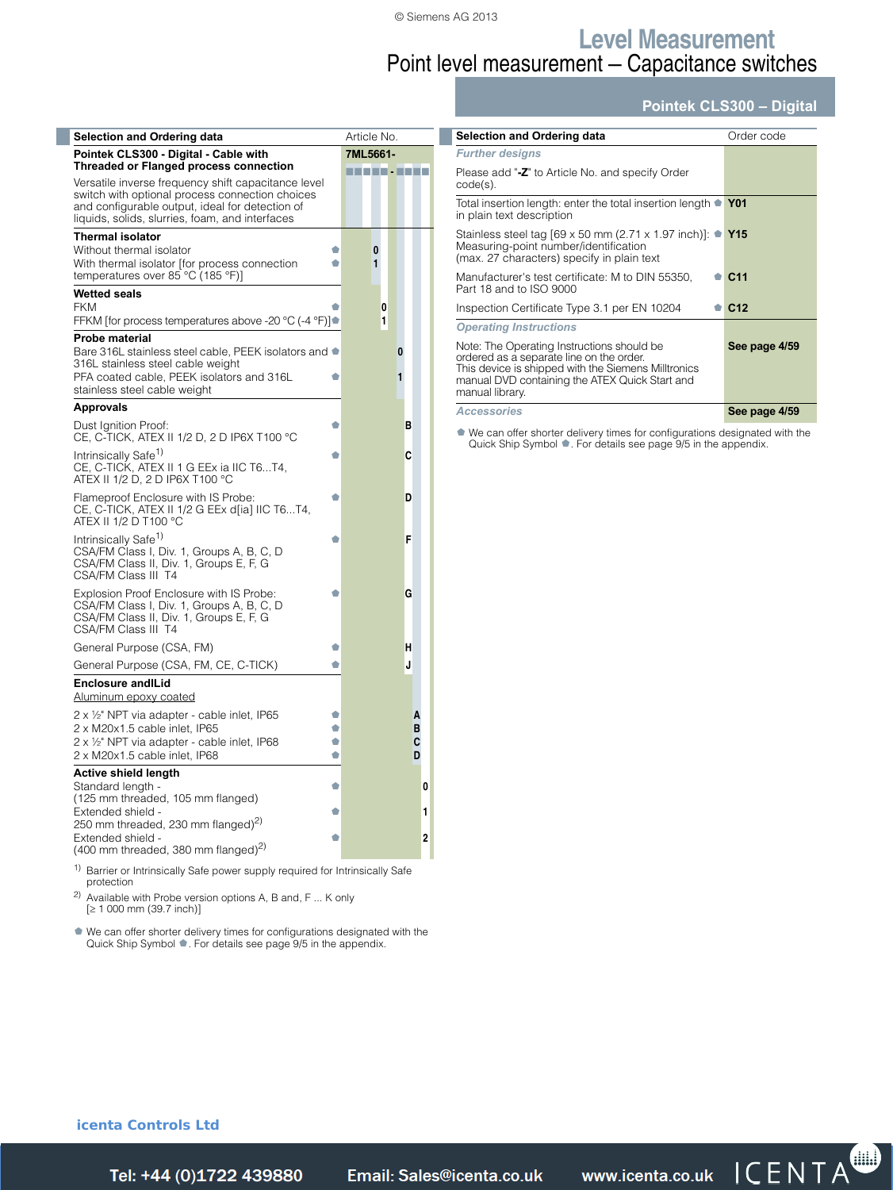# Level Measurement

## Point level measurement – Capacitance switches

### Pointek CLS300 – Digital

| Selection and Ordering data | | Article No. |
|---|---|---|
| **Pointek CLS300 - Digital - Cable with Threaded or Flanged process connection** | | **7ML5661-** ■■■■■ - ■■■■ |
| Versatile inverse frequency shift capacitance level switch with optional process connection choices and configurable output, ideal for detection of liquids, solids, slurries, foam, and interfaces | | |
| **Thermal isolator** | | |
| Without thermal isolator | ⬟ | 0 |
| With thermal isolator [for process connection temperatures over 85 °C (185 °F)] | ⬟ | 1 |
| **Wetted seals** | | |
| FKM | ⬟ | 0 |
| FFKM [for process temperatures above -20 °C (-4 °F)] | ⬟ | 1 |
| **Probe material** | | |
| Bare 316L stainless steel cable, PEEK isolators and 316L stainless steel cable weight | ⬟ | 0 |
| PFA coated cable, PEEK isolators and 316L stainless steel cable weight | ⬟ | 1 |
| **Approvals** | | |
| Dust Ignition Proof: CE, C-TICK, ATEX II 1/2 D, 2 D IP6X T100 °C | ⬟ | B |
| Intrinsically Safe[1) ] CE, C-TICK, ATEX II 1 G EEx ia IIC T6...T4, ATEX II 1/2 D, 2 D IP6X T100 °C | ⬟ | C |
| Flameproof Enclosure with IS Probe: CE, C-TICK, ATEX II 1/2 G EEx d[ia] IIC T6...T4, ATEX II 1/2 D T100 °C | ⬟ | D |
| Intrinsically Safe[1) ] CSA/FM Class I, Div. 1, Groups A, B, C, D CSA/FM Class II, Div. 1, Groups E, F, G CSA/FM Class III T4 | ⬟ | F |
| Explosion Proof Enclosure with IS Probe: CSA/FM Class I, Div. 1, Groups A, B, C, D CSA/FM Class II, Div. 1, Groups E, F, G CSA/FM Class III T4 | ⬟ | G |
| General Purpose (CSA, FM) | ⬟ | H |
| General Purpose (CSA, FM, CE, C-TICK) | ⬟ | J |
| **Enclosure andlLid** | | |
| Aluminum epoxy coated | | |
| 2 x ½" NPT via adapter - cable inlet, IP65 | ⬟ | A |
| 2 x M20x1.5 cable inlet, IP65 | ⬟ | B |
| 2 x ½" NPT via adapter - cable inlet, IP68 | ⬟ | C |
| 2 x M20x1.5 cable inlet, IP68 | ⬟ | D |
| **Active shield length** | | |
| Standard length - (125 mm threaded, 105 mm flanged) | ⬟ | 0 |
| Extended shield - 250 mm threaded, 230 mm flanged)[2)] | ⬟ | 1 |
| Extended shield - (400 mm threaded, 380 mm flanged)[2)] | ⬟ | 2 |

[1)] Barrier or Intrinsically Safe power supply required for Intrinsically Safe protection

[2)] Available with Probe version options A, B and, F ... K only [≥ 1 000 mm (39.7 inch)]

⬟ We can offer shorter delivery times for configurations designated with the Quick Ship Symbol ⬟. For details see page 9/5 in the appendix.

| Selection and Ordering data | | Order code |
|---|---|---|
| ***Further designs*** | | |
| Please add "**-Z**" to Article No. and specify Order code(s). | | |
| Total insertion length: enter the total insertion length in plain text description | ⬟ | **Y01** |
| Stainless steel tag [69 x 50 mm (2.71 x 1.97 inch)]: Measuring-point number/identification (max. 27 characters) specify in plain text | ⬟ | **Y15** |
| Manufacturer's test certificate: M to DIN 55350, Part 18 and to ISO 9000 | ⬟ | **C11** |
| Inspection Certificate Type 3.1 per EN 10204 | ⬟ | **C12** |
| ***Operating Instructions*** | | |
| Note: The Operating Instructions should be ordered as a separate line on the order. This device is shipped with the Siemens Milltronics manual DVD containing the ATEX Quick Start and manual library. | | **See page 4/59** |
| ***Accessories*** | | **See page 4/59** |

⬟ We can offer shorter delivery times for configurations designated with the Quick Ship Symbol ⬟. For details see page 9/5 in the appendix.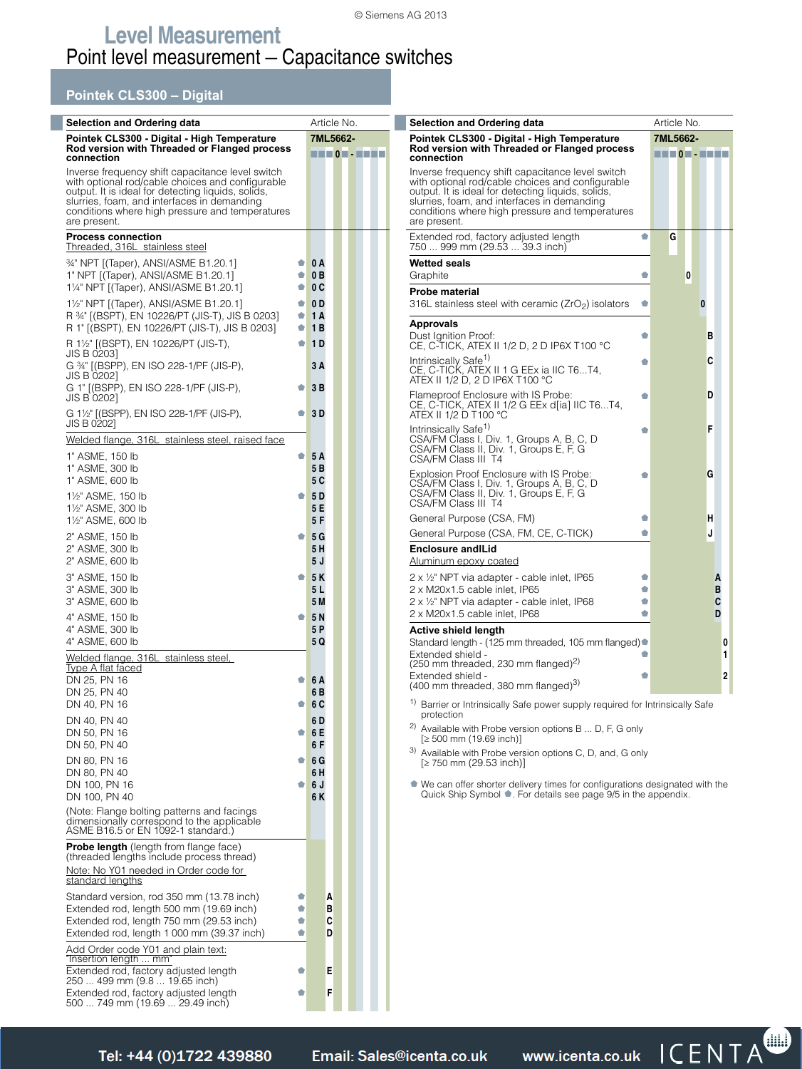# Level Measurement

## Point level measurement – Capacitance switches

### Pointek CLS300 – Digital

| Selection and Ordering data | | Article No. |
|---|---|---|
| **Pointek CLS300 - Digital - High Temperature Rod version with Threaded or Flanged process connection** | | **7ML5662-** ■■■0■-■■■■ |
| Inverse frequency shift capacitance level switch with optional rod/cable choices and configurable output. It is ideal for detecting liquids, solids, slurries, foam, and interfaces in demanding conditions where high pressure and temperatures are present. | | |
| **Process connection** | | |
| Threaded, 316L stainless steel | | |
| ¾" NPT [(Taper), ANSI/ASME B1.20.1] | ⬟ | 0 A |
| 1" NPT [(Taper), ANSI/ASME B1.20.1] | ⬟ | 0 B |
| 1¼" NPT [(Taper), ANSI/ASME B1.20.1] | ⬟ | 0 C |
| 1½" NPT [(Taper), ANSI/ASME B1.20.1] | ⬟ | 0 D |
| R ¾" [(BSPT), EN 10226/PT (JIS-T), JIS B 0203] | ⬟ | 1 A |
| R 1" [(BSPT), EN 10226/PT (JIS-T), JIS B 0203] | ⬟ | 1 B |
| R 1½" [(BSPT), EN 10226/PT (JIS-T), JIS B 0203] | ⬟ | 1 D |
| G ¾" [(BSPP), EN ISO 228-1/PF (JIS-P), JIS B 0202] | | 3 A |
| G 1" [(BSPP), EN ISO 228-1/PF (JIS-P), JIS B 0202] | ⬟ | 3 B |
| G 1½" [(BSPP), EN ISO 228-1/PF (JIS-P), JIS B 0202] | ⬟ | 3 D |
| Welded flange, 316L stainless steel, raised face | | |
| 1" ASME, 150 lb | ⬟ | 5 A |
| 1" ASME, 300 lb | | 5 B |
| 1" ASME, 600 lb | | 5 C |
| 1½" ASME, 150 lb | ⬟ | 5 D |
| 1½" ASME, 300 lb | | 5 E |
| 1½" ASME, 600 lb | | 5 F |
| 2" ASME, 150 lb | ⬟ | 5 G |
| 2" ASME, 300 lb | | 5 H |
| 2" ASME, 600 lb | | 5 J |
| 3" ASME, 150 lb | ⬟ | 5 K |
| 3" ASME, 300 lb | | 5 L |
| 3" ASME, 600 lb | | 5 M |
| 4" ASME, 150 lb | ⬟ | 5 N |
| 4" ASME, 300 lb | | 5 P |
| 4" ASME, 600 lb | | 5 Q |
| Welded flange, 316L stainless steel, Type A flat faced | | |
| DN 25, PN 16 | ⬟ | 6 A |
| DN 25, PN 40 | | 6 B |
| DN 40, PN 16 | ⬟ | 6 C |
| DN 40, PN 40 | | 6 D |
| DN 50, PN 16 | ⬟ | 6 E |
| DN 50, PN 40 | | 6 F |
| DN 80, PN 16 | ⬟ | 6 G |
| DN 80, PN 40 | | 6 H |
| DN 100, PN 16 | ⬟ | 6 J |
| DN 100, PN 40 | | 6 K |
| (Note: Flange bolting patterns and facings dimensionally correspond to the applicable ASME B16.5 or EN 1092-1 standard.) | | |
| **Probe length** (length from flange face) (threaded lengths include process thread) | | |
| Note: No Y01 needed in Order code for standard lengths | | |
| Standard version, rod 350 mm (13.78 inch) | ⬟ | A |
| Extended rod, length 500 mm (19.69 inch) | ⬟ | B |
| Extended rod, length 750 mm (29.53 inch) | ⬟ | C |
| Extended rod, length 1 000 mm (39.37 inch) | ⬟ | D |
| Add Order code Y01 and plain text: "Insertion length ... mm" | | |
| Extended rod, factory adjusted length 250 ... 499 mm (9.8 ... 19.65 inch) | ⬟ | E |
| Extended rod, factory adjusted length 500 ... 749 mm (19.69 ... 29.49 inch) | ⬟ | F |
| Extended rod, factory adjusted length 750 ... 999 mm (29.53 ... 39.3 inch) | ⬟ | G |
| **Wetted seals** | | |
| Graphite | ⬟ | 0 |
| **Probe material** | | |
| 316L stainless steel with ceramic ($ZrO_2$) isolators | ⬟ | 0 |
| **Approvals** | | |
| Dust Ignition Proof: CE, C-TICK, ATEX II 1/2 D, 2 D IP6X T100 °C | ⬟ | B |
| Intrinsically Safe[1] CE, C-TICK, ATEX II 1 G EEx ia IIC T6...T4, ATEX II 1/2 D, 2 D IP6X T100 °C | ⬟ | C |
| Flameproof Enclosure with IS Probe: CE, C-TICK, ATEX II 1/2 G EEx d[ia] IIC T6...T4, ATEX II 1/2 D T100 °C | ⬟ | D |
| Intrinsically Safe[1] CSA/FM Class I, Div. 1, Groups A, B, C, D CSA/FM Class II, Div. 1, Groups E, F, G CSA/FM Class III T4 | ⬟ | F |
| Explosion Proof Enclosure with IS Probe: CSA/FM Class I, Div. 1, Groups A, B, C, D CSA/FM Class II, Div. 1, Groups E, F, G CSA/FM Class III T4 | ⬟ | G |
| General Purpose (CSA, FM) | ⬟ | H |
| General Purpose (CSA, FM, CE, C-TICK) | ⬟ | J |
| **Enclosure andlLid** | | |
| Aluminum epoxy coated | | |
| 2 x ½" NPT via adapter - cable inlet, IP65 | ⬟ | A |
| 2 x M20x1.5 cable inlet, IP65 | ⬟ | B |
| 2 x ½" NPT via adapter - cable inlet, IP68 | ⬟ | C |
| 2 x M20x1.5 cable inlet, IP68 | ⬟ | D |
| **Active shield length** | | |
| Standard length - (125 mm threaded, 105 mm flanged) | ⬟ | 0 |
| Extended shield - (250 mm threaded, 230 mm flanged)[2] | ⬟ | 1 |
| Extended shield - (400 mm threaded, 380 mm flanged)[3] | ⬟ | 2 |

[1] Barrier or Intrinsically Safe power supply required for Intrinsically Safe protection

[2] Available with Probe version options B ... D, F, G only [≥ 500 mm (19.69 inch)]

[3] Available with Probe version options C, D, and, G only [≥ 750 mm (29.53 inch)]

⬟ We can offer shorter delivery times for configurations designated with the Quick Ship Symbol ⬟. For details see page 9/5 in the appendix.

Tel: +44 (0)1722 439880 Email: Sales@icenta.co.uk www.icenta.co.uk ICENTA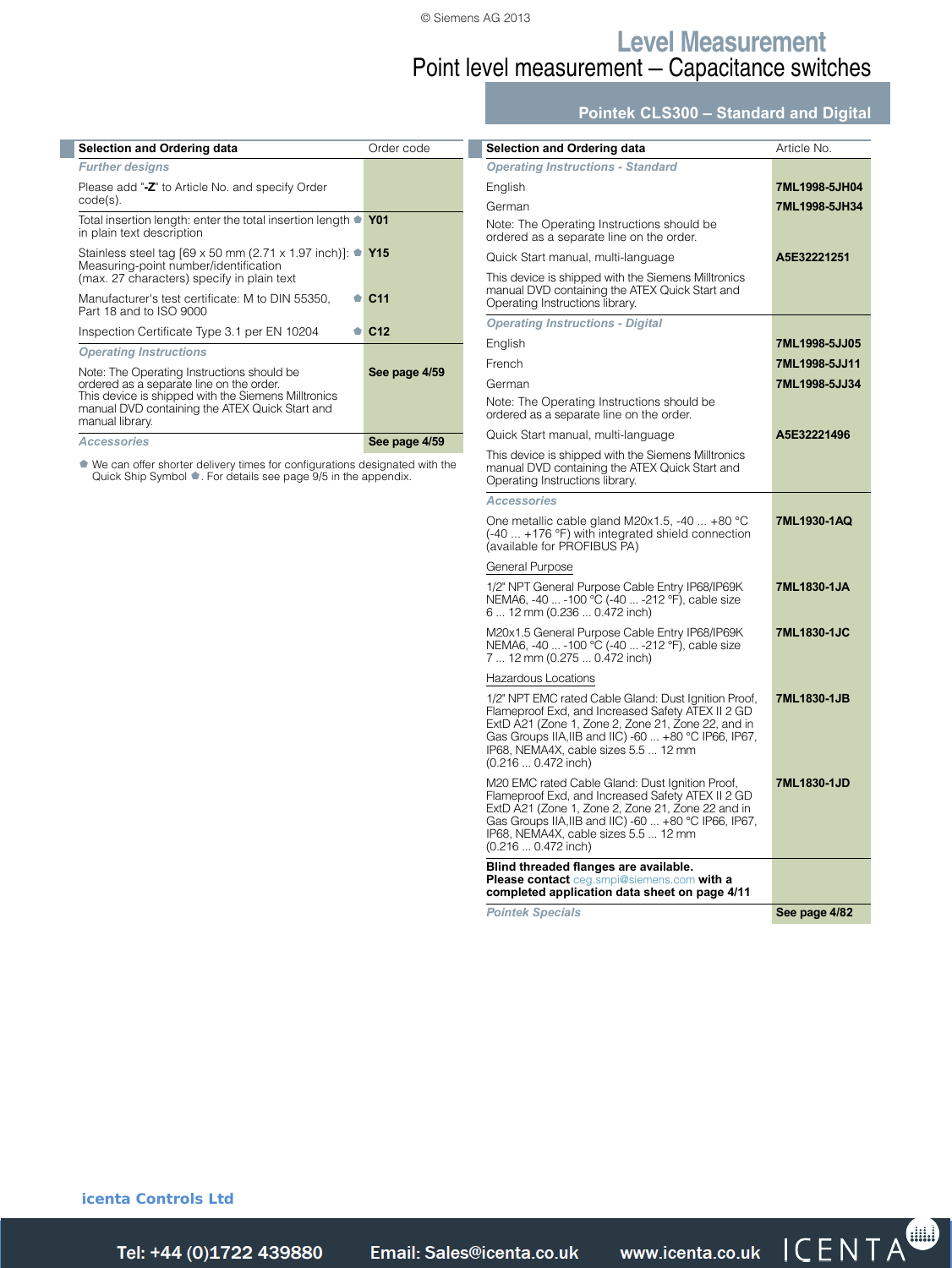# Level Measurement

## Point level measurement – Capacitance switches

### Pointek CLS300 – Standard and Digital

| Selection and Ordering data | Order code |
|---|---|
| *Further designs* | |
| Please add "**-Z**" to Article No. and specify Order code(s). | |
| Total insertion length: enter the total insertion length in plain text description ⬟ | **Y01** |
| Stainless steel tag [69 x 50 mm (2.71 x 1.97 inch)]: Measuring-point number/identification (max. 27 characters) specify in plain text ⬟ | **Y15** |
| Manufacturer's test certificate: M to DIN 55350, Part 18 and to ISO 9000 ⬟ | **C11** |
| Inspection Certificate Type 3.1 per EN 10204 ⬟ | **C12** |
| *Operating Instructions* | |
| Note: The Operating Instructions should be ordered as a separate line on the order. This device is shipped with the Siemens Milltronics manual DVD containing the ATEX Quick Start and manual library. | **See page 4/59** |
| *Accessories* | **See page 4/59** |

⬟ We can offer shorter delivery times for configurations designated with the Quick Ship Symbol ⬟. For details see page 9/5 in the appendix.

| Selection and Ordering data | Article No. |
|---|---|
| *Operating Instructions - Standard* | |
| English | **7ML1998-5JH04** |
| German | **7ML1998-5JH34** |
| Note: The Operating Instructions should be ordered as a separate line on the order. | |
| Quick Start manual, multi-language | **A5E32221251** |
| This device is shipped with the Siemens Milltronics manual DVD containing the ATEX Quick Start and Operating Instructions library. | |
| *Operating Instructions - Digital* | |
| English | **7ML1998-5JJ05** |
| French | **7ML1998-5JJ11** |
| German | **7ML1998-5JJ34** |
| Note: The Operating Instructions should be ordered as a separate line on the order. | |
| Quick Start manual, multi-language | **A5E32221496** |
| This device is shipped with the Siemens Milltronics manual DVD containing the ATEX Quick Start and Operating Instructions library. | |
| *Accessories* | |
| One metallic cable gland M20x1.5, -40 ... +80 °C (-40 ... +176 °F) with integrated shield connection (available for PROFIBUS PA) | **7ML1930-1AQ** |
| General Purpose | |
| 1/2" NPT General Purpose Cable Entry IP68/IP69K NEMA6, -40 ... -100 °C (-40 ... -212 °F), cable size 6 ... 12 mm (0.236 ... 0.472 inch) | **7ML1830-1JA** |
| M20x1.5 General Purpose Cable Entry IP68/IP69K NEMA6, -40 ... -100 °C (-40 ... -212 °F), cable size 7 ... 12 mm (0.275 ... 0.472 inch) | **7ML1830-1JC** |
| Hazardous Locations | |
| 1/2" NPT EMC rated Cable Gland: Dust Ignition Proof, Flameproof Exd, and Increased Safety ATEX II 2 GD ExtD A21 (Zone 1, Zone 2, Zone 21, Zone 22, and in Gas Groups IIA,IIB and IIC) -60 ... +80 °C IP66, IP67, IP68, NEMA4X, cable sizes 5.5 ... 12 mm (0.216 ... 0.472 inch) | **7ML1830-1JB** |
| M20 EMC rated Cable Gland: Dust Ignition Proof, Flameproof Exd, and Increased Safety ATEX II 2 GD ExtD A21 (Zone 1, Zone 2, Zone 21, Zone 22 and in Gas Groups IIA,IIB and IIC) -60 ... +80 °C IP66, IP67, IP68, NEMA4X, cable sizes 5.5 ... 12 mm (0.216 ... 0.472 inch) | **7ML1830-1JD** |
| **Blind threaded flanges are available. Please contact** ceg.smpi@siemens.com **with a completed application data sheet on page 4/11** | |
| *Pointek Specials* | **See page 4/82** |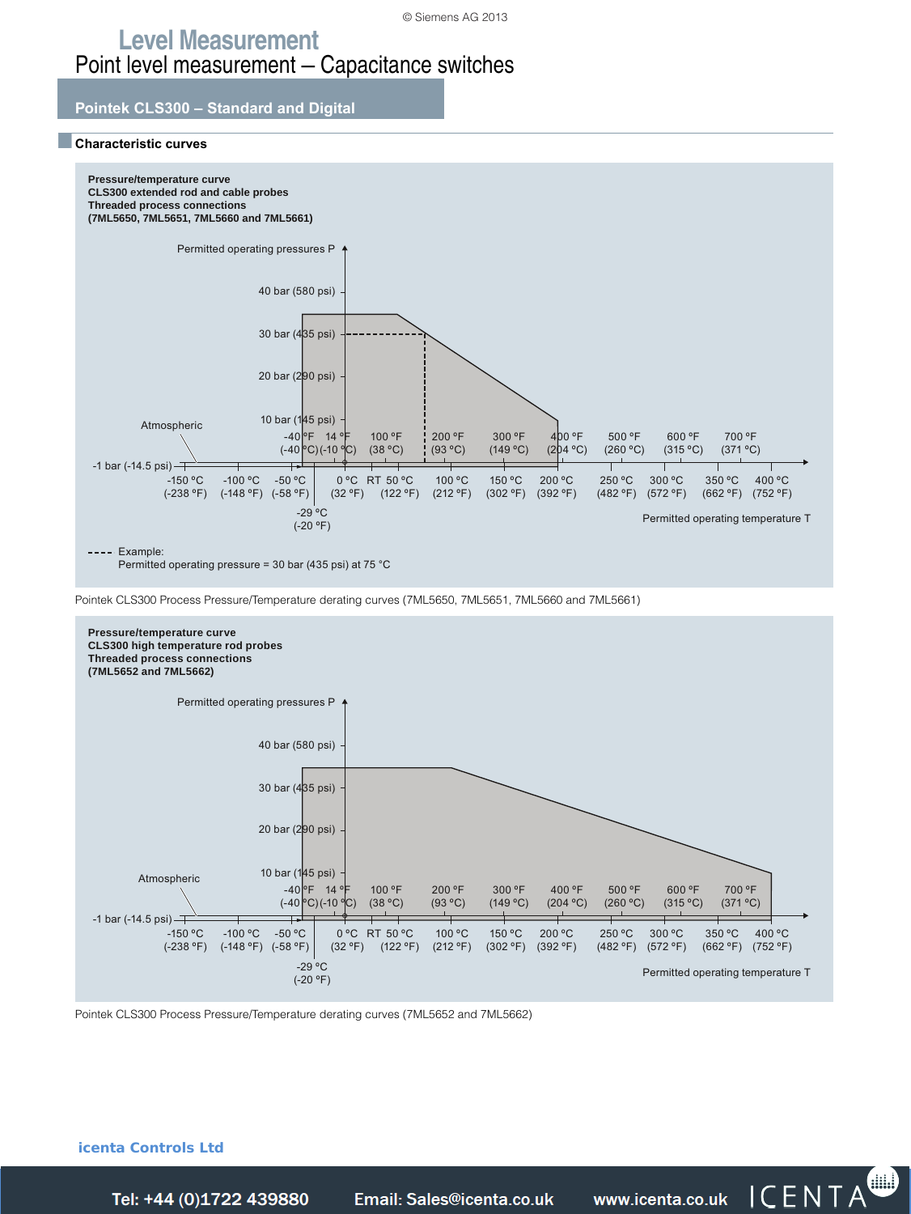# Level Measurement

## Point level measurement – Capacitance switches

### Pointek CLS300 – Standard and Digital

#### Characteristic curves

**Pressure/temperature curve**
**CLS300 extended rod and cable probes**
**Threaded process connections**
**(7ML5650, 7ML5651, 7ML5660 and 7ML5661)**

Permitted operating pressures P

40 bar (580 psi)
30 bar (435 psi)
20 bar (290 psi)
10 bar (145 psi)
Atmospheric
-1 bar (-14.5 psi)

-40 °F (-40 °C) | 14 °F (-10 °C) | 100 °F (38 °C) | 200 °F (93 °C) | 300 °F (149 °C) | 400 °F (204 °C) | 500 °F (260 °C) | 600 °F (315 °C) | 700 °F (371 °C)

-150 °C (-238 °F) | -100 °C (-148 °F) | -50 °C (-58 °F) | 0 °C (32 °F) | RT | 50 °C (122 °F) | 100 °C (212 °F) | 150 °C (302 °F) | 200 °C (392 °F) | 250 °C (482 °F) | 300 °C (572 °F) | 350 °C (662 °F) | 400 °C (752 °F)

-29 °C (-20 °F)

Permitted operating temperature T

---- Example:
Permitted operating pressure = 30 bar (435 psi) at 75 °C

Pointek CLS300 Process Pressure/Temperature derating curves (7ML5650, 7ML5651, 7ML5660 and 7ML5661)

**Pressure/temperature curve**
**CLS300 high temperature rod probes**
**Threaded process connections**
**(7ML5652 and 7ML5662)**

Permitted operating pressures P

40 bar (580 psi)
30 bar (435 psi)
20 bar (290 psi)
10 bar (145 psi)
Atmospheric
-1 bar (-14.5 psi)

-40 °F (-40 °C) | 14 °F (-10 °C) | 100 °F (38 °C) | 200 °F (93 °C) | 300 °F (149 °C) | 400 °F (204 °C) | 500 °F (260 °C) | 600 °F (315 °C) | 700 °F (371 °C)

-150 °C (-238 °F) | -100 °C (-148 °F) | -50 °C (-58 °F) | 0 °C (32 °F) | RT | 50 °C (122 °F) | 100 °C (212 °F) | 150 °C (302 °F) | 200 °C (392 °F) | 250 °C (482 °F) | 300 °C (572 °F) | 350 °C (662 °F) | 400 °C (752 °F)

-29 °C (-20 °F)

Permitted operating temperature T

Pointek CLS300 Process Pressure/Temperature derating curves (7ML5652 and 7ML5662)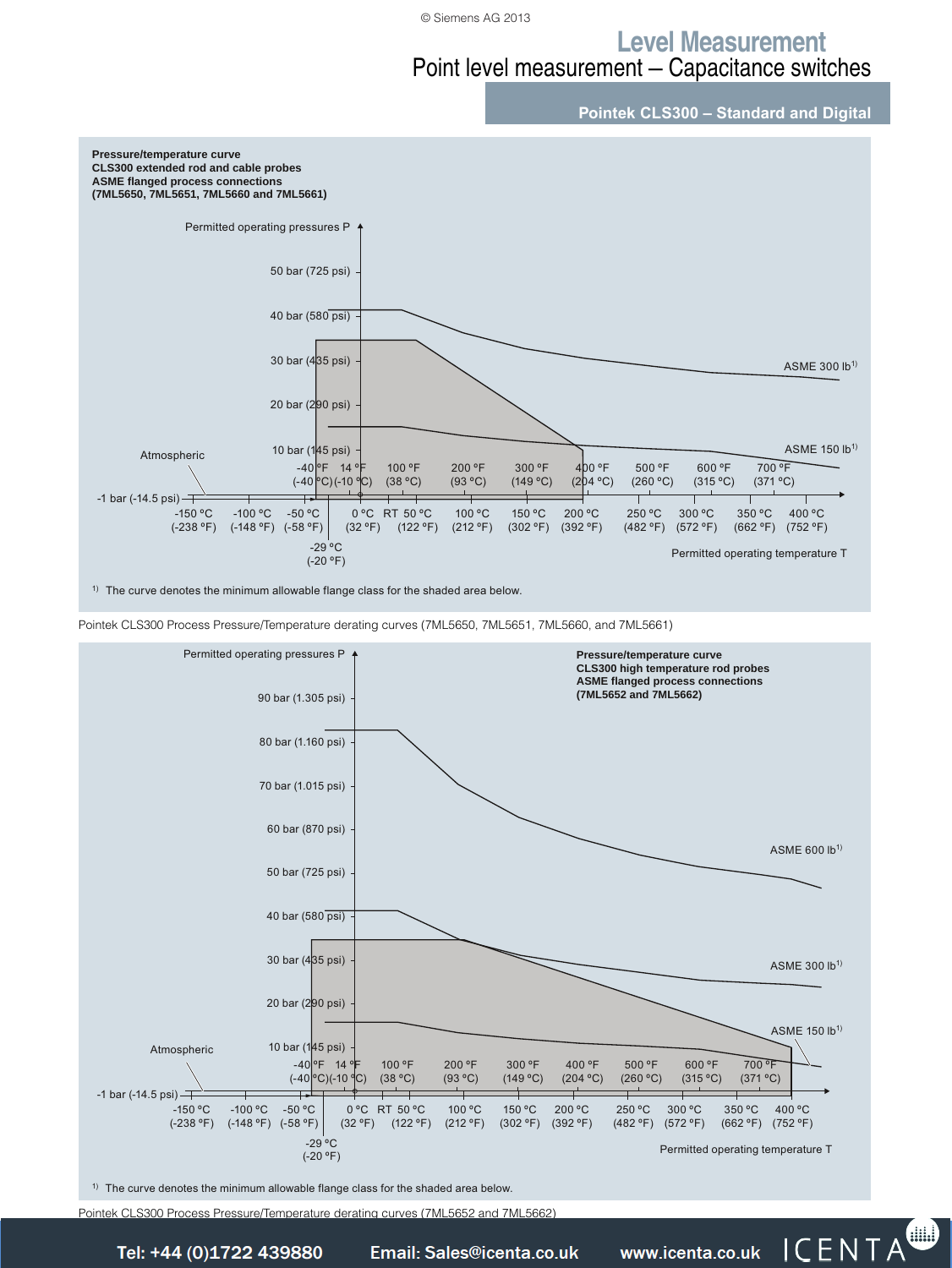# Level Measurement

## Point level measurement – Capacitance switches

### Pointek CLS300 – Standard and Digital

**Pressure/temperature curve**
**CLS300 extended rod and cable probes**
**ASME flanged process connections**
**(7ML5650, 7ML5651, 7ML5660 and 7ML5661)**

Permitted operating pressures P

50 bar (725 psi)
40 bar (580 psi)
30 bar (435 psi)
20 bar (290 psi)
10 bar (145 psi)
Atmospheric
-1 bar (-14.5 psi)

ASME 300 lb[1)]
ASME 150 lb[1)]

-40 °F (-40 °C) | 14 °F (-10 °C) | 100 °F (38 °C) | 200 °F (93 °C) | 300 °F (149 °C) | 400 °F (204 °C) | 500 °F (260 °C) | 600 °F (315 °C) | 700 °F (371 °C)

-150 °C (-238 °F) | -100 °C (-148 °F) | -50 °C (-58 °F) | 0 °C (32 °F) | RT | 50 °C (122 °F) | 100 °C (212 °F) | 150 °C (302 °F) | 200 °C (392 °F) | 250 °C (482 °F) | 300 °C (572 °F) | 350 °C (662 °F) | 400 °C (752 °F)

-29 °C (-20 °F)

Permitted operating temperature T

[1)] The curve denotes the minimum allowable flange class for the shaded area below.

Pointek CLS300 Process Pressure/Temperature derating curves (7ML5650, 7ML5651, 7ML5660, and 7ML5661)

**Pressure/temperature curve**
**CLS300 high temperature rod probes**
**ASME flanged process connections**
**(7ML5652 and 7ML5662)**

Permitted operating pressures P

90 bar (1.305 psi)
80 bar (1.160 psi)
70 bar (1.015 psi)
60 bar (870 psi)
50 bar (725 psi)
40 bar (580 psi)
30 bar (435 psi)
20 bar (290 psi)
10 bar (145 psi)
Atmospheric
-1 bar (-14.5 psi)

ASME 600 lb[1)]
ASME 300 lb[1)]
ASME 150 lb[1)]

-40 °F (-40 °C) | 14 °F (-10 °C) | 100 °F (38 °C) | 200 °F (93 °C) | 300 °F (149 °C) | 400 °F (204 °C) | 500 °F (260 °C) | 600 °F (315 °C) | 700 °F (371 °C)

-150 °C (-238 °F) | -100 °C (-148 °F) | -50 °C (-58 °F) | 0 °C (32 °F) | RT | 50 °C (122 °F) | 100 °C (212 °F) | 150 °C (302 °F) | 200 °C (392 °F) | 250 °C (482 °F) | 300 °C (572 °F) | 350 °C (662 °F) | 400 °C (752 °F)

-29 °C (-20 °F)

Permitted operating temperature T

[1)] The curve denotes the minimum allowable flange class for the shaded area below.

Pointek CLS300 Process Pressure/Temperature derating curves (7ML5652 and 7ML5662)

Tel: +44 (0)1722 439880 Email: Sales@icenta.co.uk www.icenta.co.uk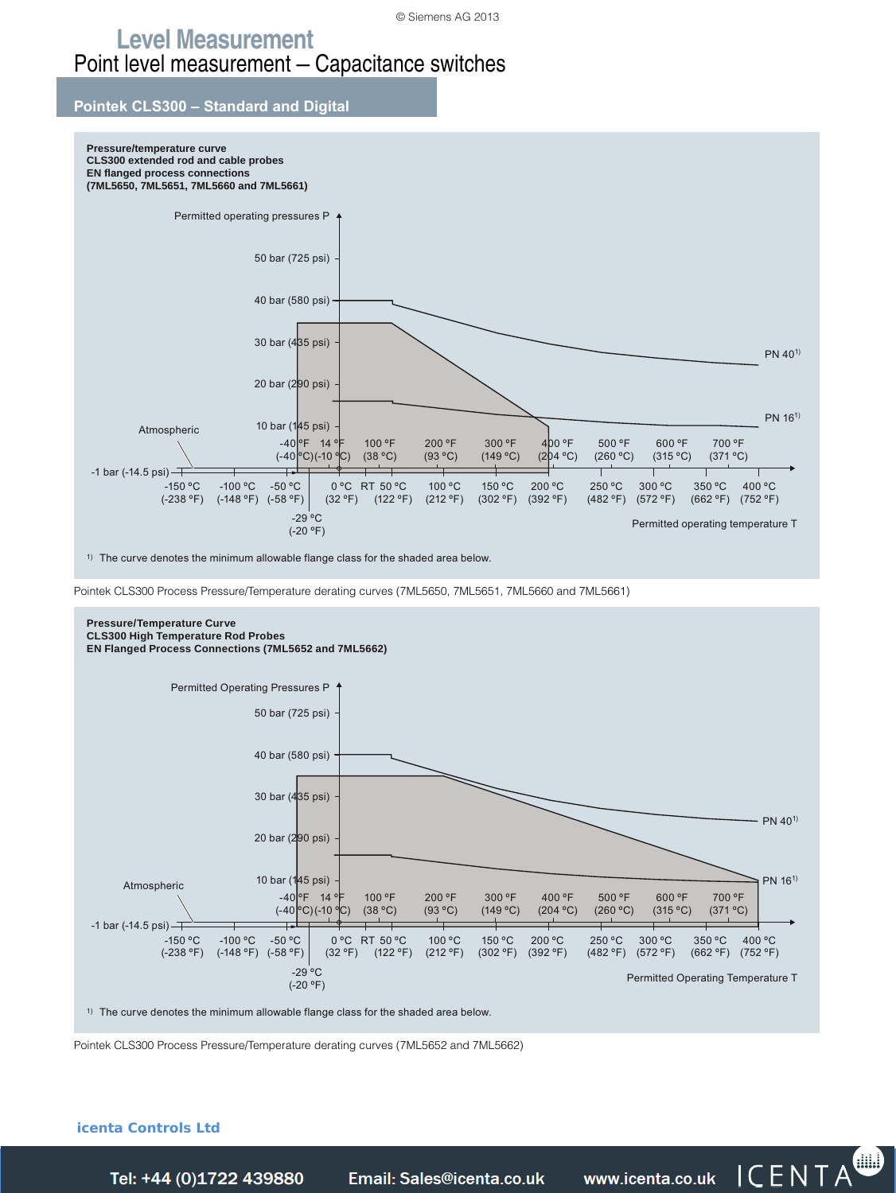# Level Measurement

## Point level measurement – Capacitance switches

### Pointek CLS300 – Standard and Digital

**Pressure/temperature curve**
**CLS300 extended rod and cable probes**
**EN flanged process connections**
**(7ML5650, 7ML5651, 7ML5660 and 7ML5661)**

Permitted operating pressures P

50 bar (725 psi)
40 bar (580 psi)
30 bar (435 psi)
20 bar (290 psi)
10 bar (145 psi)
Atmospheric
-1 bar (-14.5 psi)

-40 °F (-40 °C) | 14 °F (-10 °C) | 100 °F (38 °C) | 200 °F (93 °C) | 300 °F (149 °C) | 400 °F (204 °C) | 500 °F (260 °C) | 600 °F (315 °C) | 700 °F (371 °C)

-150 °C (-238 °F) | -100 °C (-148 °F) | -50 °C (-58 °F) | 0 °C (32 °F) | RT | 50 °C (122 °F) | 100 °C (212 °F) | 150 °C (302 °F) | 200 °C (392 °F) | 250 °C (482 °F) | 300 °C (572 °F) | 350 °C (662 °F) | 400 °C (752 °F)

-29 °C (-20 °F)

PN 40[1)]
PN 16[1)]

Permitted operating temperature T

[1)] The curve denotes the minimum allowable flange class for the shaded area below.

Pointek CLS300 Process Pressure/Temperature derating curves (7ML5650, 7ML5651, 7ML5660 and 7ML5661)

**Pressure/Temperature Curve**
**CLS300 High Temperature Rod Probes**
**EN Flanged Process Connections (7ML5652 and 7ML5662)**

Permitted Operating Pressures P

50 bar (725 psi)
40 bar (580 psi)
30 bar (435 psi)
20 bar (290 psi)
10 bar (145 psi)
Atmospheric
-1 bar (-14.5 psi)

-40 °F (-40 °C) | 14 °F (-10 °C) | 100 °F (38 °C) | 200 °F (93 °C) | 300 °F (149 °C) | 400 °F (204 °C) | 500 °F (260 °C) | 600 °F (315 °C) | 700 °F (371 °C)

-150 °C (-238 °F) | -100 °C (-148 °F) | -50 °C (-58 °F) | 0 °C (32 °F) | RT | 50 °C (122 °F) | 100 °C (212 °F) | 150 °C (302 °F) | 200 °C (392 °F) | 250 °C (482 °F) | 300 °C (572 °F) | 350 °C (662 °F) | 400 °C (752 °F)

-29 °C (-20 °F)

PN 40[1)]
PN 16[1)]

Permitted Operating Temperature T

[1)] The curve denotes the minimum allowable flange class for the shaded area below.

Pointek CLS300 Process Pressure/Temperature derating curves (7ML5652 and 7ML5662)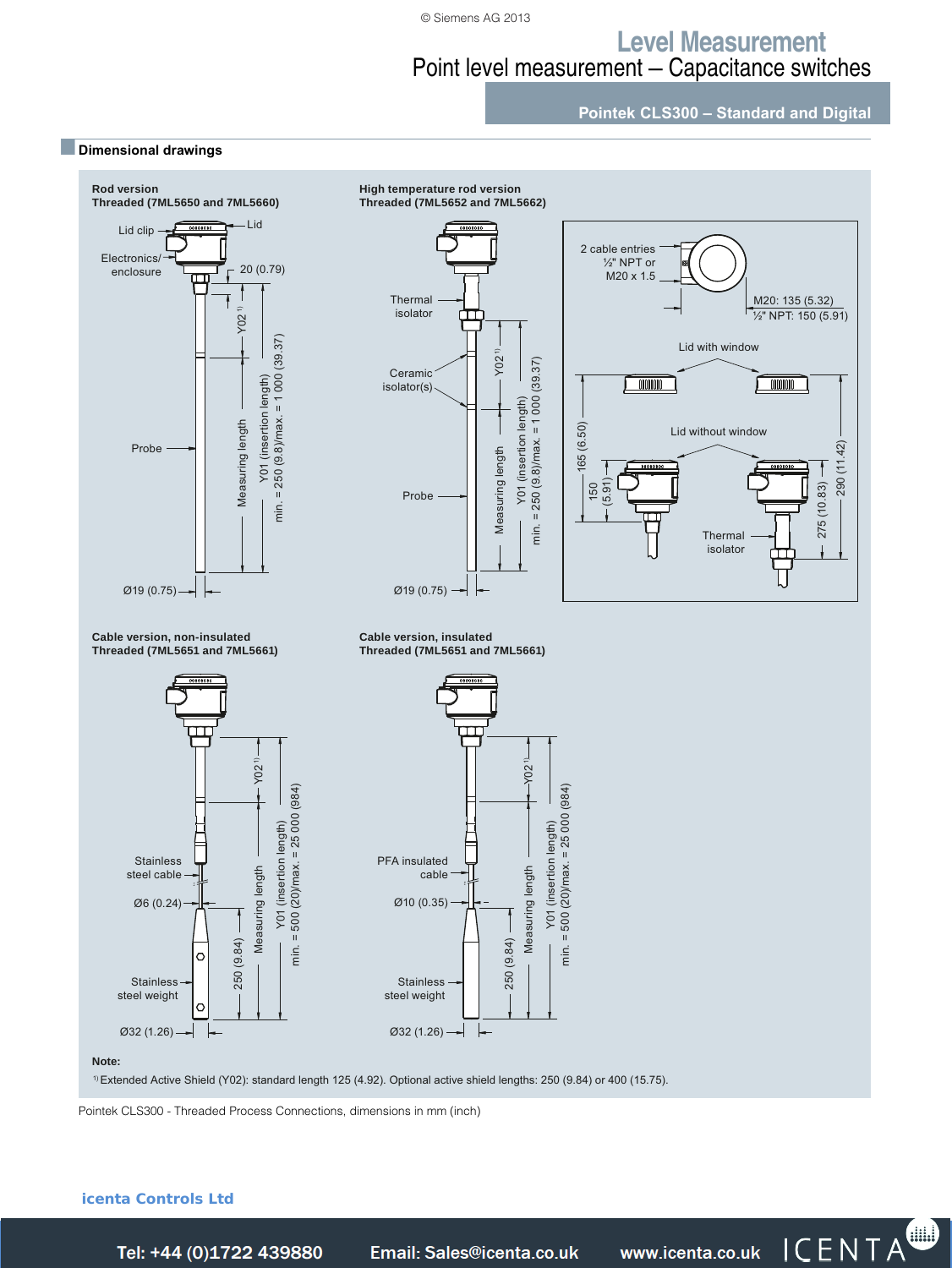# Level Measurement

## Point level measurement – Capacitance switches

### Pointek CLS300 – Standard and Digital

#### Dimensional drawings

**Rod version**
**Threaded (7ML5650 and 7ML5660)**

Lid clip, Lid, Electronics/enclosure, 20 (0.79), Y02 [1], Measuring length, Y01 (insertion length), min. = 250 (9.8)/max. = 1 000 (39.37), Probe, Ø19 (0.75)

**High temperature rod version**
**Threaded (7ML5652 and 7ML5662)**

Thermal isolator, Ceramic isolator(s), Y02 [1], Measuring length, Y01 (insertion length), min. = 250 (9.8)/max. = 1 000 (39.37), Probe, Ø19 (0.75)

2 cable entries ½" NPT or M20 x 1.5, M20: 135 (5.32), ½" NPT: 150 (5.91), Lid with window, Lid without window, 165 (6.50), 150 (5.91), 275 (10.83), 290 (11.42), Thermal isolator

**Cable version, non-insulated**
**Threaded (7ML5651 and 7ML5661)**

Y02 [1], Measuring length, Y01 (insertion length), min. = 500 (20)/max. = 25 000 (984), Stainless steel cable, Ø6 (0.24), 250 (9.84), Stainless steel weight, Ø32 (1.26)

**Cable version, insulated**
**Threaded (7ML5651 and 7ML5661)**

Y02 [1], Measuring length, Y01 (insertion length), min. = 500 (20)/max. = 25 000 (984), PFA insulated cable, Ø10 (0.35), 250 (9.84), Stainless steel weight, Ø32 (1.26)

**Note:**

[1] Extended Active Shield (Y02): standard length 125 (4.92). Optional active shield lengths: 250 (9.84) or 400 (15.75).

Pointek CLS300 - Threaded Process Connections, dimensions in mm (inch)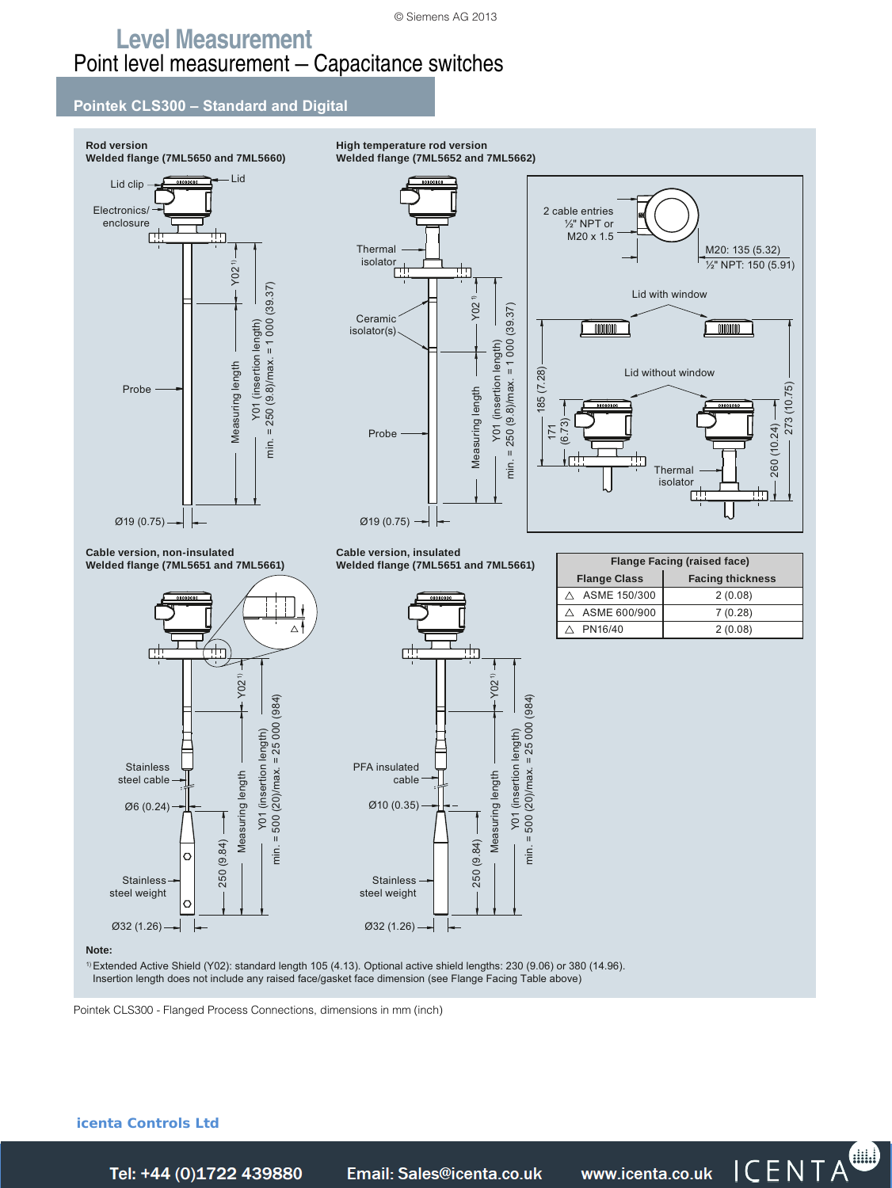# Level Measurement

## Point level measurement – Capacitance switches

### Pointek CLS300 – Standard and Digital

**Rod version**
**Welded flange (7ML5650 and 7ML5660)**

Lid clip, Lid, Electronics/enclosure, Probe, Y02 [1], Measuring length, Y01 (insertion length) min. = 250 (9.8)/max. = 1 000 (39.37), Ø19 (0.75)

**High temperature rod version**
**Welded flange (7ML5652 and 7ML5662)**

Thermal isolator, Ceramic isolator(s), Probe, Y02 [1], Measuring length, Y01 (insertion length) min. = 250 (9.8)/max. = 1 000 (39.37), Ø19 (0.75)

2 cable entries ½" NPT or M20 x 1.5; M20: 135 (5.32); ½" NPT: 150 (5.91); Lid with window; Lid without window; 185 (7.28); 171 (6.73); Thermal isolator; 260 (10.24); 273 (10.75)

**Cable version, non-insulated**
**Welded flange (7ML5651 and 7ML5661)**

Stainless steel cable, Ø6 (0.24), Stainless steel weight, Ø32 (1.26), 250 (9.84), Y02 [1], Measuring length, Y01 (insertion length) min. = 500 (20)/max. = 25 000 (984)

**Cable version, insulated**
**Welded flange (7ML5651 and 7ML5661)**

PFA insulated cable, Ø10 (0.35), Stainless steel weight, Ø32 (1.26), 250 (9.84), Y02 [1], Measuring length, Y01 (insertion length) min. = 500 (20)/max. = 25 000 (984)

| Flange Facing (raised face) | |
|---|---|
| Flange Class | Facing thickness |
| △ ASME 150/300 | 2 (0.08) |
| △ ASME 600/900 | 7 (0.28) |
| △ PN16/40 | 2 (0.08) |

**Note:**

[1] Extended Active Shield (Y02): standard length 105 (4.13). Optional active shield lengths: 230 (9.06) or 380 (14.96).
Insertion length does not include any raised face/gasket face dimension (see Flange Facing Table above)

Pointek CLS300 - Flanged Process Connections, dimensions in mm (inch)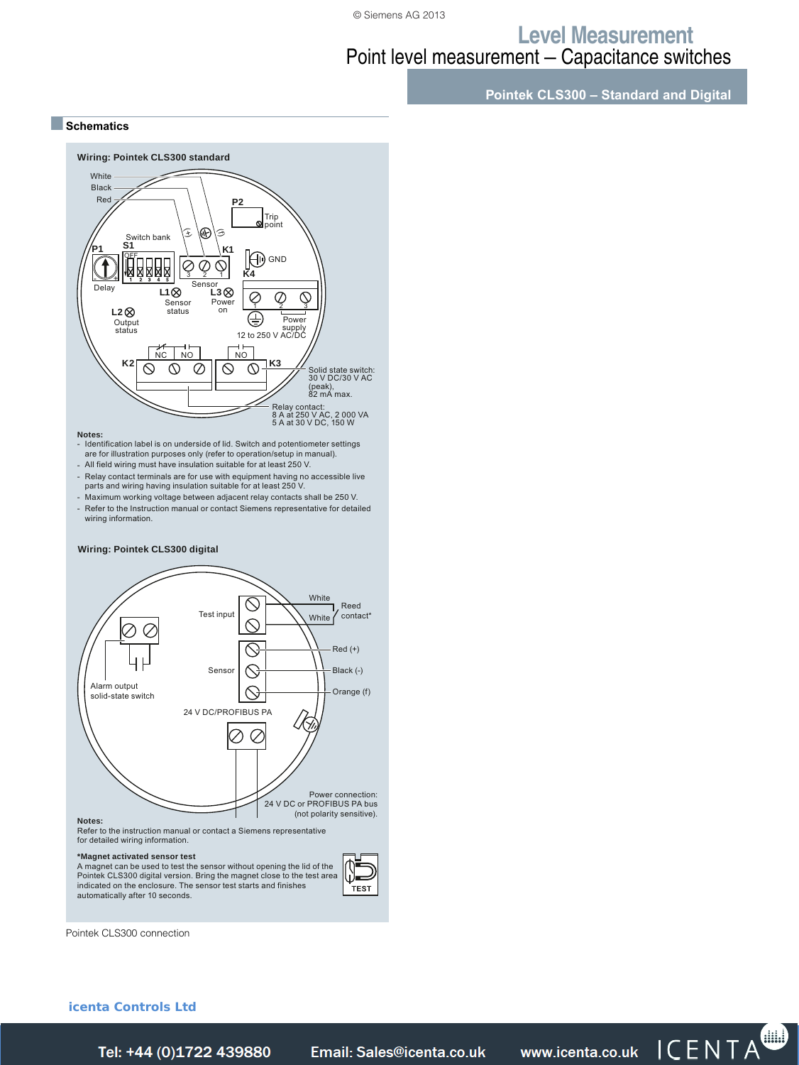# Level Measurement

## Point level measurement – Capacitance switches

### Pointek CLS300 – Standard and Digital

## Schematics

**Wiring: Pointek CLS300 standard**

White
Black
Red

P2 Trip point

Switch bank S1

P1

OFF 1 2 3 4 5

Delay

K1

3 2 1

Sensor

GND

K4

L1 Sensor status

L3 Power on

1 2 3

Power supply
12 to 250 V AC/DC

L2 Output status

NC NO NO

K2 K3

Solid state switch:
30 V DC/30 V AC (peak),
82 mA max.

Relay contact:
8 A at 250 V AC, 2 000 VA
5 A at 30 V DC, 150 W

**Notes:**

- Identification label is on underside of lid. Switch and potentiometer settings are for illustration purposes only (refer to operation/setup in manual).
- All field wiring must have insulation suitable for at least 250 V.
- Relay contact terminals are for use with equipment having no accessible live parts and wiring having insulation suitable for at least 250 V.
- Maximum working voltage between adjacent relay contacts shall be 250 V.
- Refer to the Instruction manual or contact Siemens representative for detailed wiring information.

**Wiring: Pointek CLS300 digital**

Test input

White
White

Reed contact*

Sensor

Red (+)
Black (-)
Orange (f)

Alarm output solid-state switch

24 V DC/PROFIBUS PA

Power connection:
24 V DC or PROFIBUS PA bus
(not polarity sensitive).

**Notes:**
Refer to the instruction manual or contact a Siemens representative for detailed wiring information.

***Magnet activated sensor test**
A magnet can be used to test the sensor without opening the lid of the Pointek CLS300 digital version. Bring the magnet close to the test area indicated on the enclosure. The sensor test starts and finishes automatically after 10 seconds.

TEST

Pointek CLS300 connection

icenta Controls Ltd

Tel: +44 (0)1722 439880  Email: Sales@icenta.co.uk  www.icenta.co.uk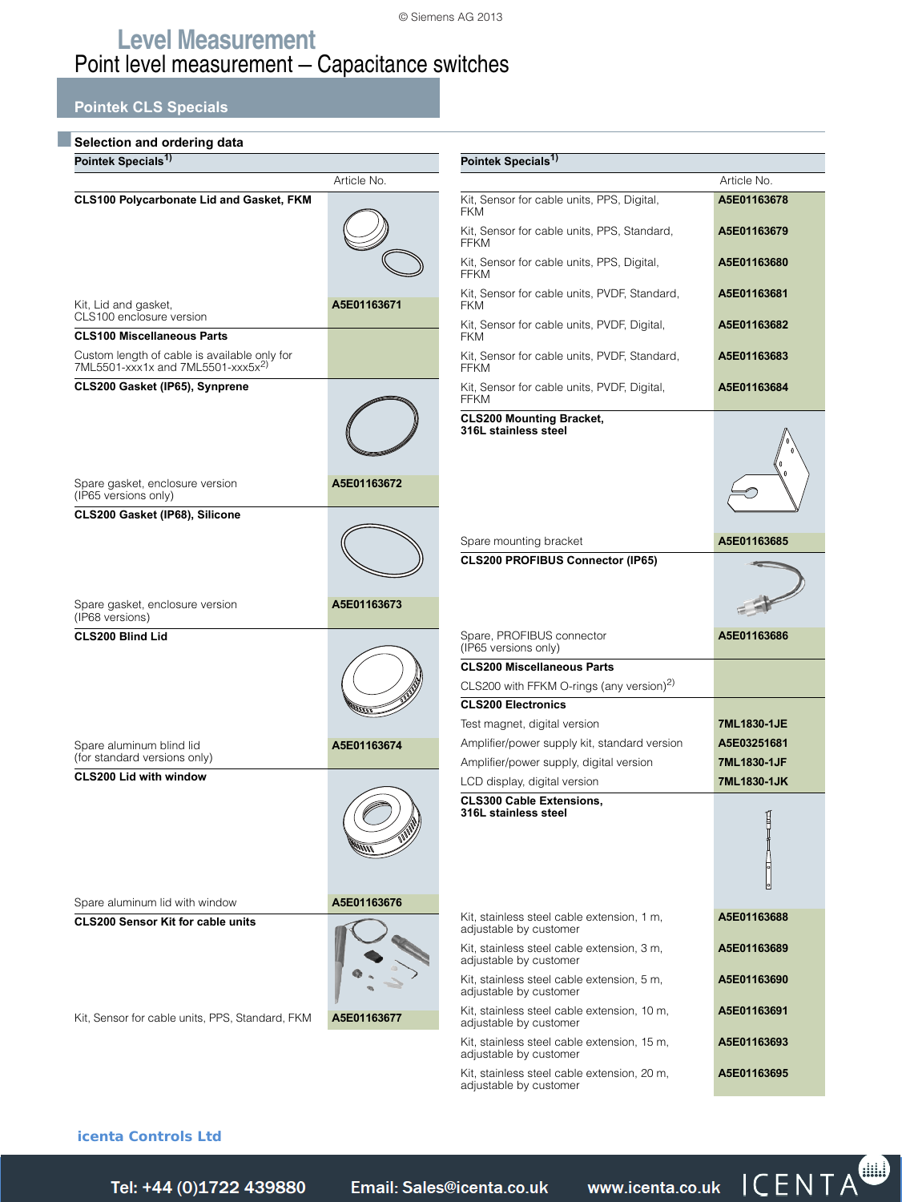# Level Measurement

## Point level measurement – Capacitance switches

### Pointek CLS Specials

#### Selection and ordering data

| Pointek Specials[1)] | Article No. |
|---|---|
| **CLS100 Polycarbonate Lid and Gasket, FKM** | |
| Kit, Lid and gasket, CLS100 enclosure version | **A5E01163671** |
| **CLS100 Miscellaneous Parts** | |
| Custom length of cable is available only for 7ML5501-xxx1x and 7ML5501-xxx5x[2)] | |
| **CLS200 Gasket (IP65), Synprene** | |
| Spare gasket, enclosure version (IP65 versions only) | **A5E01163672** |
| **CLS200 Gasket (IP68), Silicone** | |
| Spare gasket, enclosure version (IP68 versions) | **A5E01163673** |
| **CLS200 Blind Lid** | |
| Spare aluminum blind lid (for standard versions only) | **A5E01163674** |
| **CLS200 Lid with window** | |
| Spare aluminum lid with window | **A5E01163676** |
| **CLS200 Sensor Kit for cable units** | |
| Kit, Sensor for cable units, PPS, Standard, FKM | **A5E01163677** |

| Pointek Specials[1)] | Article No. |
|---|---|
| Kit, Sensor for cable units, PPS, Digital, FKM | **A5E01163678** |
| Kit, Sensor for cable units, PPS, Standard, FFKM | **A5E01163679** |
| Kit, Sensor for cable units, PPS, Digital, FFKM | **A5E01163680** |
| Kit, Sensor for cable units, PVDF, Standard, FKM | **A5E01163681** |
| Kit, Sensor for cable units, PVDF, Digital, FKM | **A5E01163682** |
| Kit, Sensor for cable units, PVDF, Standard, FFKM | **A5E01163683** |
| Kit, Sensor for cable units, PVDF, Digital, FFKM | **A5E01163684** |
| **CLS200 Mounting Bracket, 316L stainless steel** | |
| Spare mounting bracket | **A5E01163685** |
| **CLS200 PROFIBUS Connector (IP65)** | |
| Spare, PROFIBUS connector (IP65 versions only) | **A5E01163686** |
| **CLS200 Miscellaneous Parts** | |
| CLS200 with FFKM O-rings (any version)[2)] | |
| **CLS200 Electronics** | |
| Test magnet, digital version | **7ML1830-1JE** |
| Amplifier/power supply kit, standard version | **A5E03251681** |
| Amplifier/power supply, digital version | **7ML1830-1JF** |
| LCD display, digital version | **7ML1830-1JK** |
| **CLS300 Cable Extensions, 316L stainless steel** | |
| Kit, stainless steel cable extension, 1 m, adjustable by customer | **A5E01163688** |
| Kit, stainless steel cable extension, 3 m, adjustable by customer | **A5E01163689** |
| Kit, stainless steel cable extension, 5 m, adjustable by customer | **A5E01163690** |
| Kit, stainless steel cable extension, 10 m, adjustable by customer | **A5E01163691** |
| Kit, stainless steel cable extension, 15 m, adjustable by customer | **A5E01163693** |
| Kit, stainless steel cable extension, 20 m, adjustable by customer | **A5E01163695** |

icenta Controls Ltd

Tel: +44 (0)1722 439880 Email: Sales@icenta.co.uk www.icenta.co.uk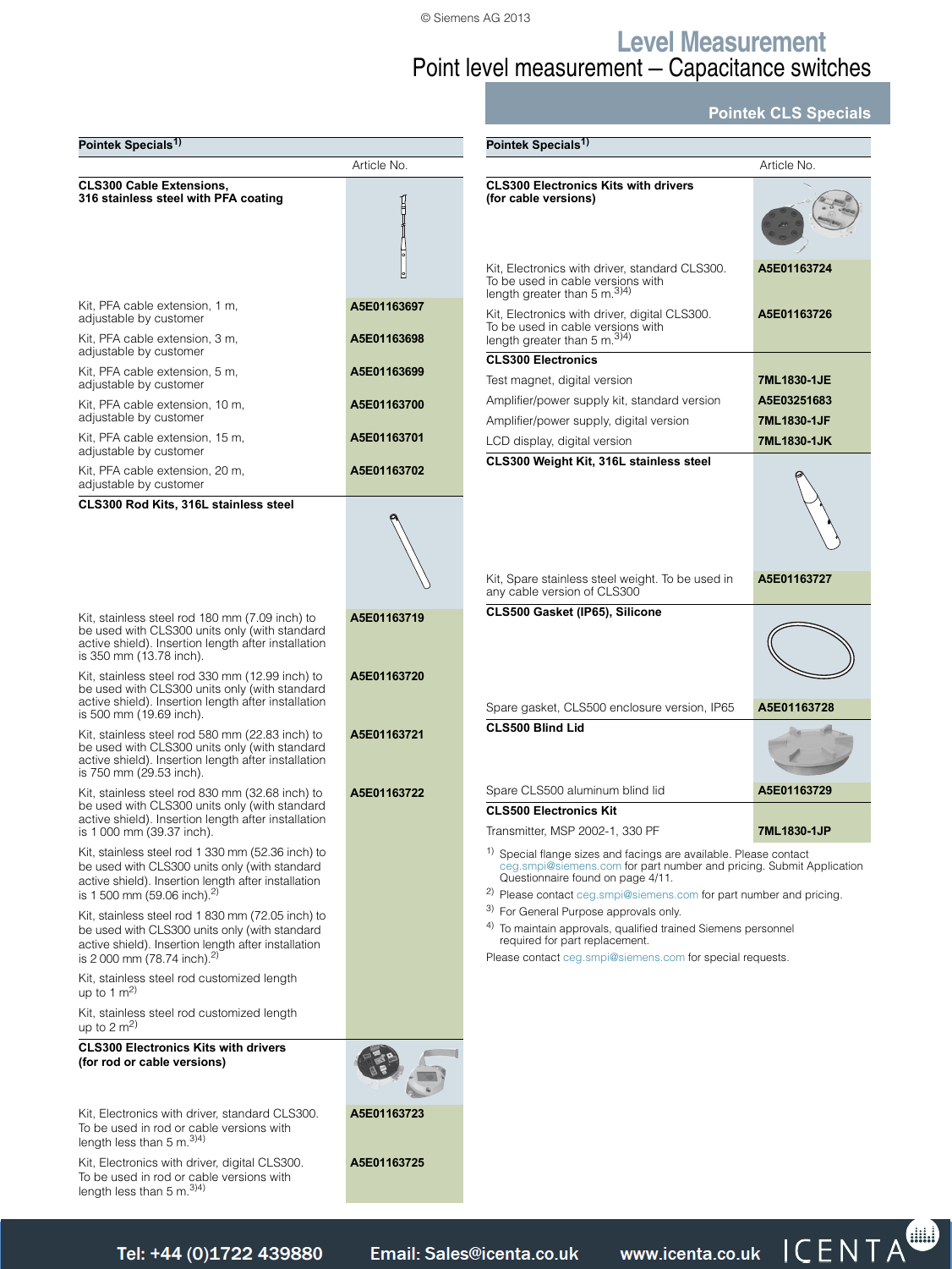# Level Measurement

## Point level measurement – Capacitance switches

### Pointek CLS Specials

| Pointek Specials[1] | Article No. |
|---|---|
| **CLS300 Cable Extensions, 316 stainless steel with PFA coating** | |
| Kit, PFA cable extension, 1 m, adjustable by customer | **A5E01163697** |
| Kit, PFA cable extension, 3 m, adjustable by customer | **A5E01163698** |
| Kit, PFA cable extension, 5 m, adjustable by customer | **A5E01163699** |
| Kit, PFA cable extension, 10 m, adjustable by customer | **A5E01163700** |
| Kit, PFA cable extension, 15 m, adjustable by customer | **A5E01163701** |
| Kit, PFA cable extension, 20 m, adjustable by customer | **A5E01163702** |
| **CLS300 Rod Kits, 316L stainless steel** | |
| Kit, stainless steel rod 180 mm (7.09 inch) to be used with CLS300 units only (with standard active shield). Insertion length after installation is 350 mm (13.78 inch). | **A5E01163719** |
| Kit, stainless steel rod 330 mm (12.99 inch) to be used with CLS300 units only (with standard active shield). Insertion length after installation is 500 mm (19.69 inch). | **A5E01163720** |
| Kit, stainless steel rod 580 mm (22.83 inch) to be used with CLS300 units only (with standard active shield). Insertion length after installation is 750 mm (29.53 inch). | **A5E01163721** |
| Kit, stainless steel rod 830 mm (32.68 inch) to be used with CLS300 units only (with standard active shield). Insertion length after installation is 1 000 mm (39.37 inch). | **A5E01163722** |
| Kit, stainless steel rod 1 330 mm (52.36 inch) to be used with CLS300 units only (with standard active shield). Insertion length after installation is 1 500 mm (59.06 inch).[2] | |
| Kit, stainless steel rod 1 830 mm (72.05 inch) to be used with CLS300 units only (with standard active shield). Insertion length after installation is 2 000 mm (78.74 inch).[2] | |
| Kit, stainless steel rod customized length up to 1 m[2] | |
| Kit, stainless steel rod customized length up to 2 m[2] | |
| **CLS300 Electronics Kits with drivers (for rod or cable versions)** | |
| Kit, Electronics with driver, standard CLS300. To be used in rod or cable versions with length less than 5 m.[3][4] | **A5E01163723** |
| Kit, Electronics with driver, digital CLS300. To be used in rod or cable versions with length less than 5 m.[3][4] | **A5E01163725** |

| Pointek Specials[1] | Article No. |
|---|---|
| **CLS300 Electronics Kits with drivers (for cable versions)** | |
| Kit, Electronics with driver, standard CLS300. To be used in cable versions with length greater than 5 m.[3][4] | **A5E01163724** |
| Kit, Electronics with driver, digital CLS300. To be used in cable versions with length greater than 5 m.[3][4] | **A5E01163726** |
| **CLS300 Electronics** | |
| Test magnet, digital version | **7ML1830-1JE** |
| Amplifier/power supply kit, standard version | **A5E03251683** |
| Amplifier/power supply, digital version | **7ML1830-1JF** |
| LCD display, digital version | **7ML1830-1JK** |
| **CLS300 Weight Kit, 316L stainless steel** | |
| Kit, Spare stainless steel weight. To be used in any cable version of CLS300 | **A5E01163727** |
| **CLS500 Gasket (IP65), Silicone** | |
| Spare gasket, CLS500 enclosure version, IP65 | **A5E01163728** |
| **CLS500 Blind Lid** | |
| Spare CLS500 aluminum blind lid | **A5E01163729** |
| **CLS500 Electronics Kit** | |
| Transmitter, MSP 2002-1, 330 PF | **7ML1830-1JP** |

1) Special flange sizes and facings are available. Please contact ceg.smpi@siemens.com for part number and pricing. Submit Application Questionnaire found on page 4/11.

2) Please contact ceg.smpi@siemens.com for part number and pricing.

3) For General Purpose approvals only.

4) To maintain approvals, qualified trained Siemens personnel required for part replacement.

Please contact ceg.smpi@siemens.com for special requests.